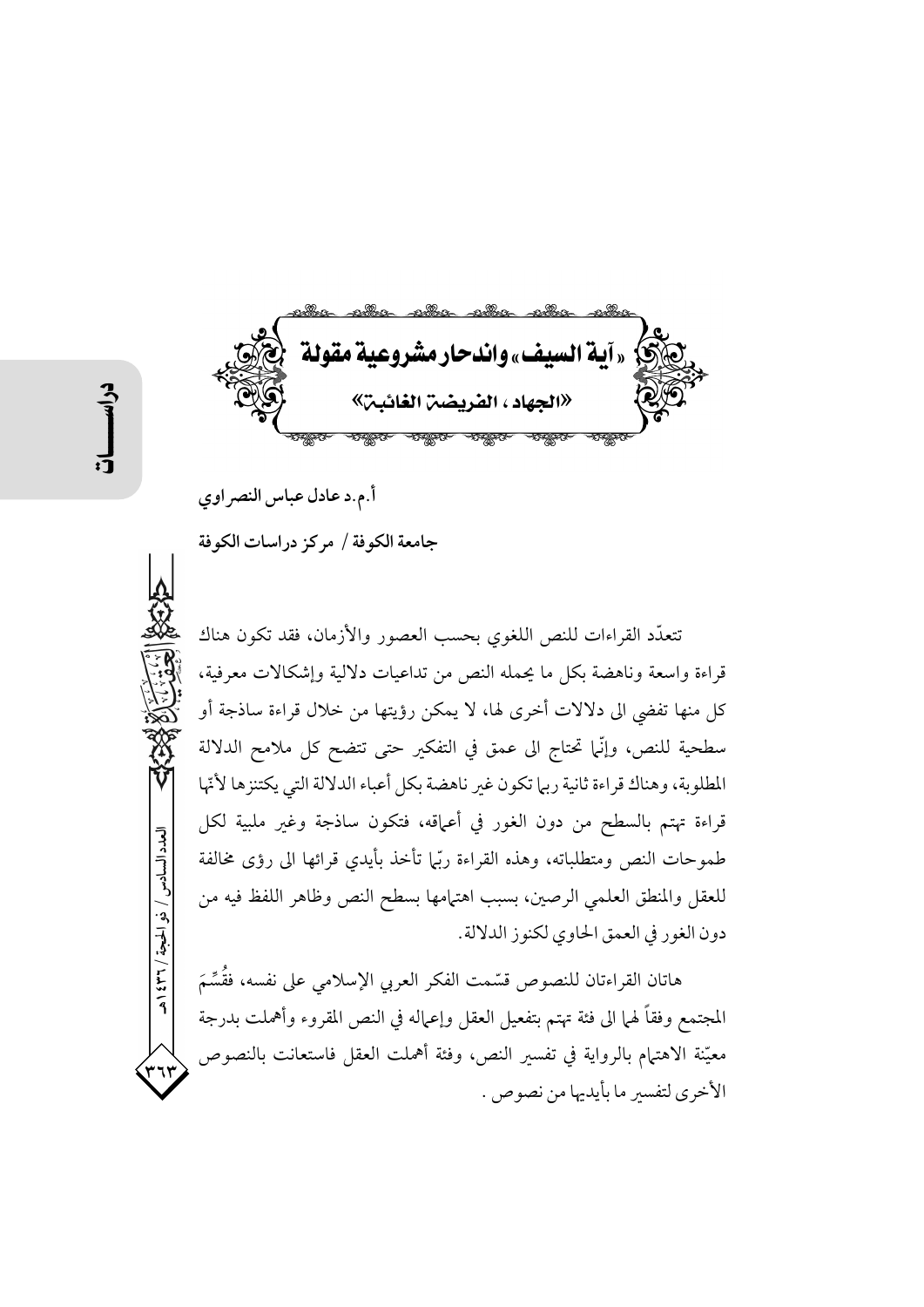# «آية السيف» واندحار مشروعية مقولة «الجهاد، الفريضة الغائبة»

**أ.م.د عادل عباس النصراوي**

**جامعة الكوفة / مركز دراسات الكوفة**

تتعدّد القراءات للنص اللغوي بحسب العصور والأزمان، فقد تكون هناك قراءة واسعة وناهضة بكل ما يحمله النص من تداعيات دلالية وإشكالات معرفية، كل منها تفضي الى دلالات أخرى لها، لا يمكن رؤيتها من خلال قراءة ساذجة أو سطحية للنص، وإنّها تحتاج الى عمق في التفكير حتى تتضح كل ملامح الدلالة المطلوبة، وهناك قراءة ثانية ربما تكون غير ناهضة بكل أعباء الدلالة التي يكتنزها لأنّها قراءة تهتم بالسطح من دون الغور في أعماقه، فتكون ساذجة وغير ملبية لكل طموحات النص ومتطلباته، وهذه القراءة ربّما تأخذ بأيدي قرائها الى رؤى مخالفة للعقل والمنطق العلمي الرصين، بسبب اهتمامها بسطح النص وظاهر اللفظ فيه من دون الغور في العمق الحاوي لكنوز الدلالة.

هاتان القراءتان للنصوص قسّمت الفكر العربي الإسلامي على نفسه، فقُسِّمَ المجتمع وفقاً لهما الى فئة تهتم بتفعيل العقل وإعماله في النص المقروء وأهملت بدرجة معيّنة الاهتمام بالرواية في تفسير النص، وفئة أهملت العقل فاستعانت بالنصوص الأخرى لتفسير ما بأيديها من نصوص .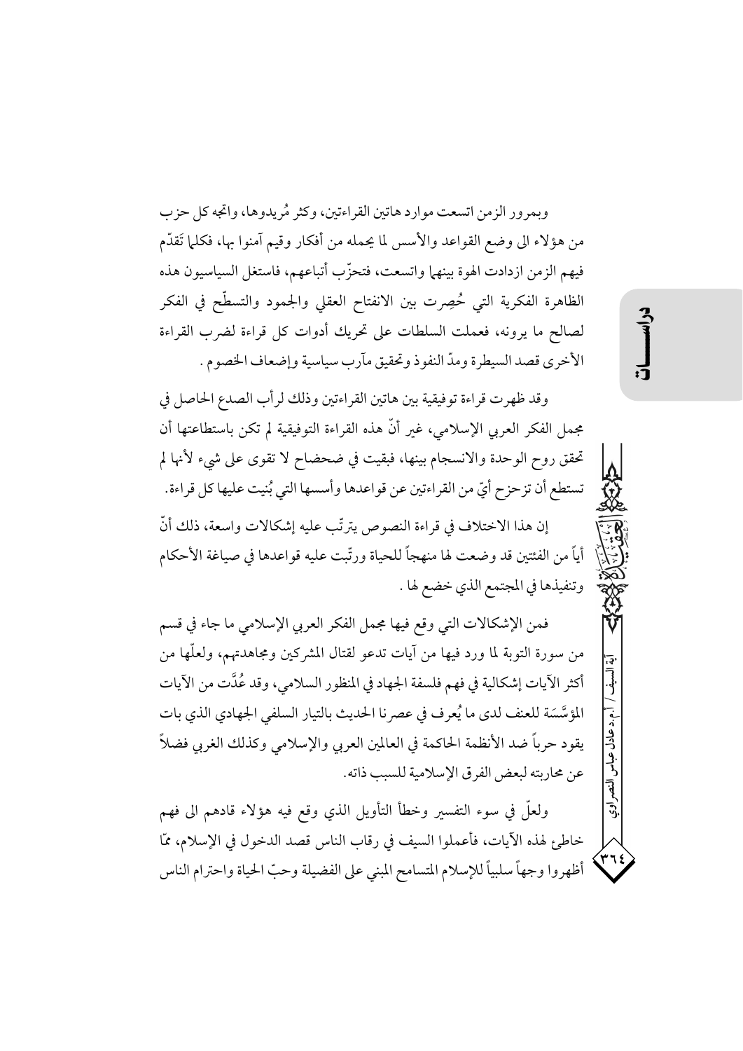وبمرور الزمن اتسعت موارد هاتين القراءتين، وكثر مُريدوها، واتجه كل حزب من هؤلاء الى وضع القواعد والأسس لما يحمله من أفكار وقيم آمنوا بها، فكلما تَقدّم فيهم الزمن ازدادت الهوة بينهما واتسعت، فتحزّب أتباعهم، فاستغل السياسيون هذه الظاهرة الفكرية التي حُصِرت بين الانفتاح العقلي والجمود والتسطّح في الفكر لصالح ما يرونه، فعملت السلطات على تحريك أدوات كل قراءة لضرب القراءة الأخرى قصد السيطرة ومدّ النفوذ وتحقيق مآرب سياسية وإضعاف الخصوم .

وقد ظهرت قراءة توفيقية بين هاتين القراءتين وذلك لرأب الصدع الحاصل في مجمل الفكر العربي الإسلامي، غير أنّ هذه القراءة التوفيقية لم تكن باستطاعتها أن تحقق روح الوحدة والانسجام بينها، فبقيت في ضحضاح لا تقوى على شيء لأنها لم تستطع أن تزحزح أيّ من القراءتين عن قواعدها وأسسها التي بُنيت عليها كل قراءة.

إن هذا الاختلاف في قراءة النصوص يترتّب عليه إشكالات واسعة، ذلك أنّ أياً من الفئتين قد وضعت لها منهجاً للحياة ورتّبت عليه قواعدها في صياغة الأحكام وتنفيذها في المجتمع الذي خضع لها .

فمن الإشكالات التي وقع فيها مجمل الفكر العربي الإسلامي ما جاء في قسم من سورة التوبة لما ورد فيها من آيات تدعو لقتال المشركين ومجاهدتهم، ولعلّها من أكثر الآيات إشكالية في فهم فلسفة الجهاد في المنظور السلامي، وقد عُدَّت من الآيات المؤسَّسَة للعنف لدى ما يُعرف في عصرنا الحديث بالتيار السلفي الجهادي الذي بات يقود حرباً ضد الأنظمة الحاكمة في العالمين العربي والإسلامي وكذلك الغربي فضلاً عن محاربته لبعض الفرق الإسلامية للسبب ذاته.

ولعلّ في سوء التفسير وخطأ التأويل الذي وقع فيه هؤلاء قادهم الى فهم خاطئ لهذه الآيات، فأعملوا السيف في رقاب الناس قصد الدخول في الإسلام، ممّا أظهروا وجهاً سلبياً للإسلام المتسامح المبني على الفضيلة وحبّ الحياة واحترام الناس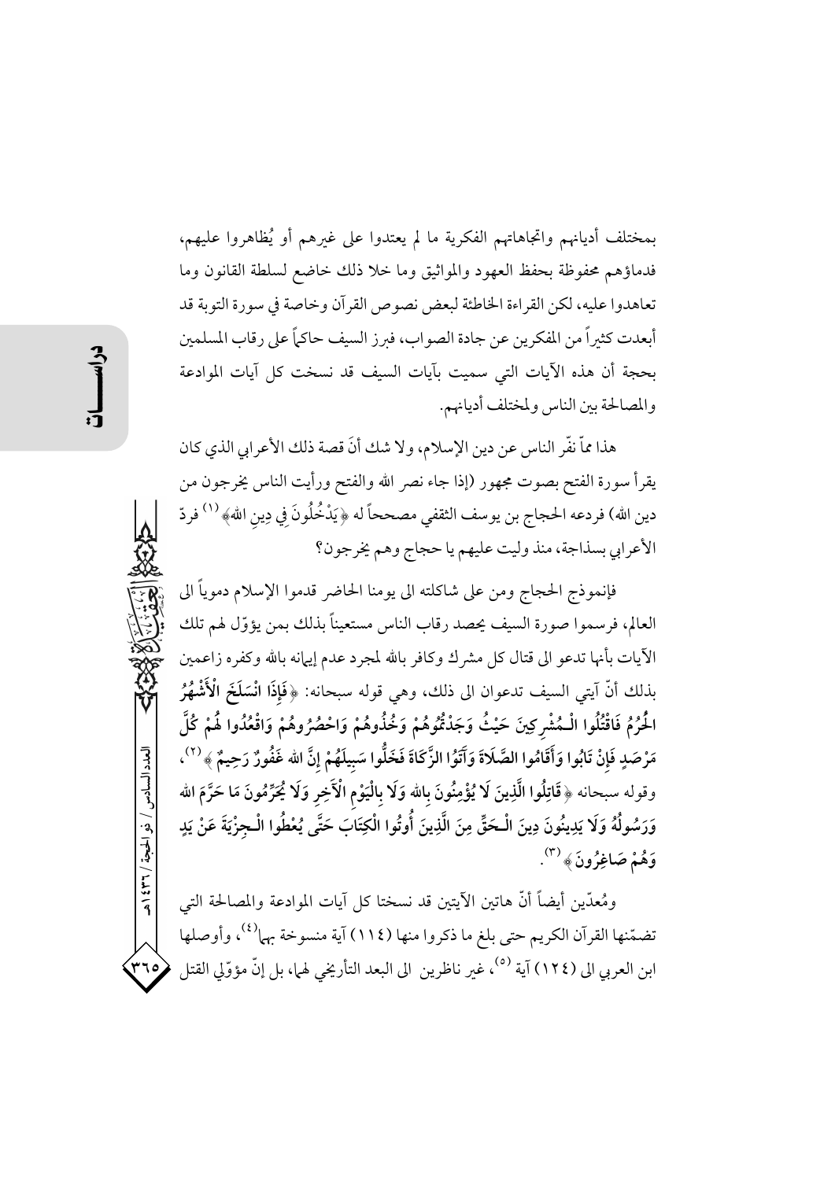بمختلف أديانهم واتجاهاتهم الفكرية ما لم يعتدوا على غيرهم أو يُظاهروا عليهم، فدماؤهم محفوظة بحفظ العهود والمواثيق وما خلا ذلك خاضع لسلطة القانون وما تعاهدوا عليه، لكن القراءة الخاطئة لبعض نصوص القرآن وخاصة في سورة التوبة قد أبعدت كثيراً من المفكرين عن جادة الصواب، فبرز السيف حاكماً على رقاب المسلمين بحجة أن هذه الآيات التي سميت بآيات السيف قد نسخت كل آيات الموادعة والمصالحة بين الناس ولمختلف أديانهم.

هذا مماّ نفّر الناس عن دين الإسلام، ولا شك أنَ قصة ذلك الأعرابي الذي كان يقرأ سورة الفتح بصوت مجهور (إذا جاء نصر الله والفتح ورأيت الناس يخرجون من دين الله) فردعه الحجاج بن يوسف الثقفي مصححاً له ﴿يَدْخُلُونَ فِي دِينِ اللهِ﴾[1] فردّ الأعرابي بسذاجة، منذ وليت عليهم يا حجاج وهم يخرجون؟

فإنموذج الحجاج ومن على شاكلته الى يومنا الحاضر قدموا الإسلام دموياً الى العالم، فرسموا صورة السيف يحصد رقاب الناس مستعيناً بذلك بمن يؤوّل لهم تلك الآيات بأنها تدعو الى قتال كل مشرك وكافر بالله لمجرد عدم إيمانه بالله وكفره زاعمين بذلك أنّ آيتي السيف تدعوان الى ذلك، وهي قوله سبحانه: ﴿**فَإِذَا انْسَلَخَ الْأَشْهُرُ الْحُرُمُ فَاقْتُلُوا الْـمُشْرِكِينَ حَيْثُ وَجَدْتُمُوهُمْ وَخُذُوهُمْ وَاحْصُرُوهُمْ وَاقْعُدُوا لَهُمْ كُلَّ مَرْصَدٍ فَإِنْ تَابُوا وَأَقَامُوا الصَّلَاةَ وَآتَوُا الزَّكَاةَ فَخَلُّوا سَبِيلَهُمْ إِنَّ اللهَ غَفُورٌ رَحِيمٌ**﴾[2]، وقوله سبحانه ﴿**قَاتِلُوا الَّذِينَ لَا يُؤْمِنُونَ بِاللهِ وَلَا بِالْيَوْمِ الْآخِرِ وَلَا يُحَرِّمُونَ مَا حَرَّمَ اللهُ وَرَسُولُهُ وَلَا يَدِينُونَ دِينَ الْـحَقِّ مِنَ الَّذِينَ أُوتُوا الْكِتَابَ حَتَّى يُعْطُوا الْـجِزْيَةَ عَنْ يَدٍ وَهُمْ صَاغِرُونَ**﴾[3].

ومُعدّين أيضاً أنّ هاتين الآيتين قد نسختا كل آيات الموادعة والمصالحة التي تضمّنها القرآن الكريم حتى بلغ ما ذكروا منها (١١٤) آية منسوخة بها[4]، وأوصلها ابن العربي الى (١٢٤) آية [5]، غير ناظرين الى البعد التأريخي لهما، بل إنّ مؤوّلي القتل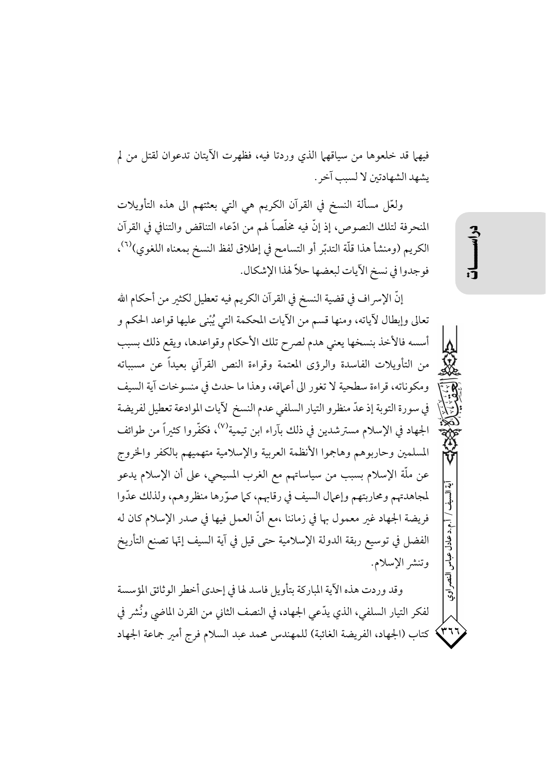فيهما قد خلعوها من سياقهما الذي وردتا فيه، فظهرت الآيتان تدعوان لقتل من لم يشهد الشهادتين لا لسبب آخر.

ولعّل مسألة النسخ في القرآن الكريم هي التي بعثتهم الى هذه التأويلات المنحرفة لتلك النصوص، إذ إنّ فيه مخلّصاً لهم من ادّعاء التناقض والتنافي في القرآن الكريم (ومنشأ هذا قلّة التدبّر أو التسامح في إطلاق لفظ النسخ بمعناه اللغوي)[٦]، فوجدوا في نسخ الآيات لبعضها حلاً لهذا الإشكال.

إنّ الإسراف في قضية النسخ في القرآن الكريم فيه تعطيل لكثير من أحكام الله تعالى وإبطال لآياته، ومنها قسم من الآيات المحكمة التي يُبْنى عليها قواعد الحكم و أسسه فالأخذ بنسخها يعني هدم لصرح تلك الأحكام وقواعدها، ويقع ذلك بسبب من التأويلات الفاسدة والرؤى المعتمة وقراءة النص القرآني بعيداً عن مسبباته ومكوناته، قراءة سطحية لا تغور الى أعماقه، وهذا ما حدث في منسوخات آية السيف في سورة التوبة إذ عدّ منظرو التيار السلفي عدم النسخ لآيات الموادعة تعطيل لفريضة الجهاد في الإسلام مسترشدين في ذلك بآراء ابن تيمية[٧]، فكفّروا كثيراً من طوائف المسلمين وحاربوهم وهاجموا الأنظمة العربية والإسلامية متهميهم بالكفر والخروج عن ملّة الإسلام بسبب من سياساتهم مع الغرب المسيحي، على أن الإسلام يدعو لمجاهدتهم ومحاربتهم وإعمال السيف في رقابهم، كما صوّرها منظروهم، ولذلك عدّوا فريضة الجهاد غير معمول بها في زماننا ،مع أنّ العمل فيها في صدر الإسلام كان له الفضل في توسيع رقعة الدولة الإسلامية حتى قيل في آية السيف إنّها تصنع التأريخ وتنشر الإسلام.

وقد وردت هذه الآية المباركة بتأويل فاسد لها في إحدى أخطر الوثائق المؤسسة لفكر التيار السلفي، الذي يدّعي الجهاد، في النصف الثاني من القرن الماضي ونُشر في كتاب (الجهاد، الفريضة الغائبة) للمهندس محمد عبد السلام فرج أمير جماعة الجهاد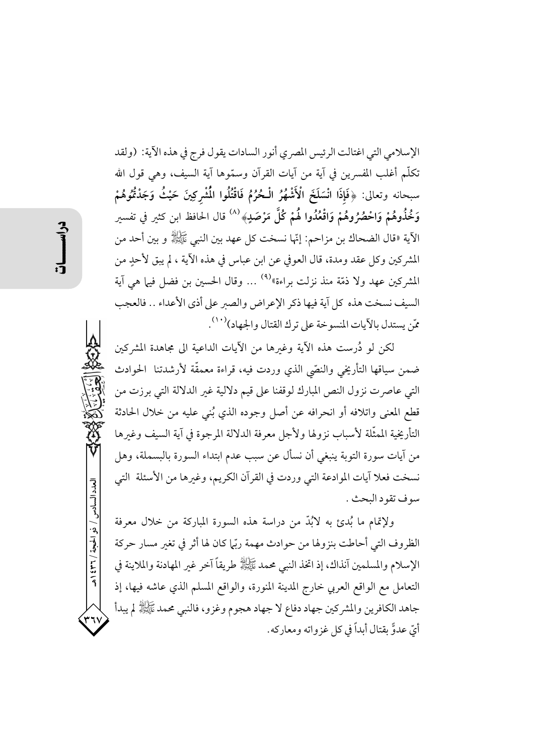الإسلامي التي اغتالت الرئيس المصري أنور السادات يقول فرج في هذه الآية: (ولقد تكلّم أغلب المفسرين في آية من آيات القرآن وسمّوها آية السيف، وهي قول الله سبحانه وتعالى: ﴿فَإِذَا انْسَلَخَ الْأَشْهُرُ الْحُرُمُ فَاقْتُلُوا الْمُشْرِكِينَ حَيْثُ وَجَدْتُمُوهُمْ وَخُذُوهُمْ وَاحْصُرُوهُمْ وَاقْعُدُوا لَهُمْ كُلَّ مَرْصَدٍ﴾[8] قال الحافظ ابن كثير في تفسير الآية «قال الضحاك بن مزاحم: إنّها نسخت كل عهد بين النبي ﷺ و بين أحد من المشركين وكل عقد ومدة، قال العوفي عن ابن عباس في هذه الآية ، لم يبق لأحدٍ من المشركين عهد ولا ذمّة منذ نزلت براءة»[9] ... وقال الحسين بن فضل فيما هي آية السيف نسخت هذه كل آية فيها ذكر الإعراض والصبر على أذى الأعداء .. فالعجب ممّن يستدل بالآيات المنسوخة على ترك القتال والجهاد)[10].

لكن لو دُرست هذه الآية وغيرها من الآيات الداعية الى مجاهدة المشركين ضمن سياقها التأريخي والنصّي الذي وردت فيه، قراءة معمقّة لأرشدتنا الحوادث التي عاصرت نزول النص المبارك لوقفنا على قيم دلالية غير الدلالة التي برزت من قطع المعنى واتلافه أو انحرافه عن أصل وجوده الذي بُني عليه من خلال الحادثة التأريخية المثّلة لأسباب نزولها ولأجل معرفة الدلالة المرجوة في آية السيف وغيرها من آيات سورة التوبة ينبغي أن نسأل عن سبب عدم ابتداء السورة بالبسملة، وهل نسخت فعلا آيات الموادعة التي وردت في القرآن الكريم، وغيرها من الأسئلة التي سوف تقود البحث .

ولإتمام ما بُدئ به لابُدّ من دراسة هذه السورة المباركة من خلال معرفة الظروف التي أحاطت بنزولها من حوادث مهمة ربّما كان لها أثر في تغير مسار حركة الإسلام والمسلمين آنذاك، إذ اتخذ النبي محمد ﷺ طريقاً آخر غير المهادنة والملاينة في التعامل مع الواقع العربي خارج المدينة المنورة، والواقع المسلم الذي عاشه فيها، إذ جاهد الكافرين والمشركين جهاد دفاع لا جهاد هجوم وغزو، فالنبي محمد ﷺ لم يبدأ أيّ عدوٍّ بقتال أبداً في كل غزواته ومعاركه.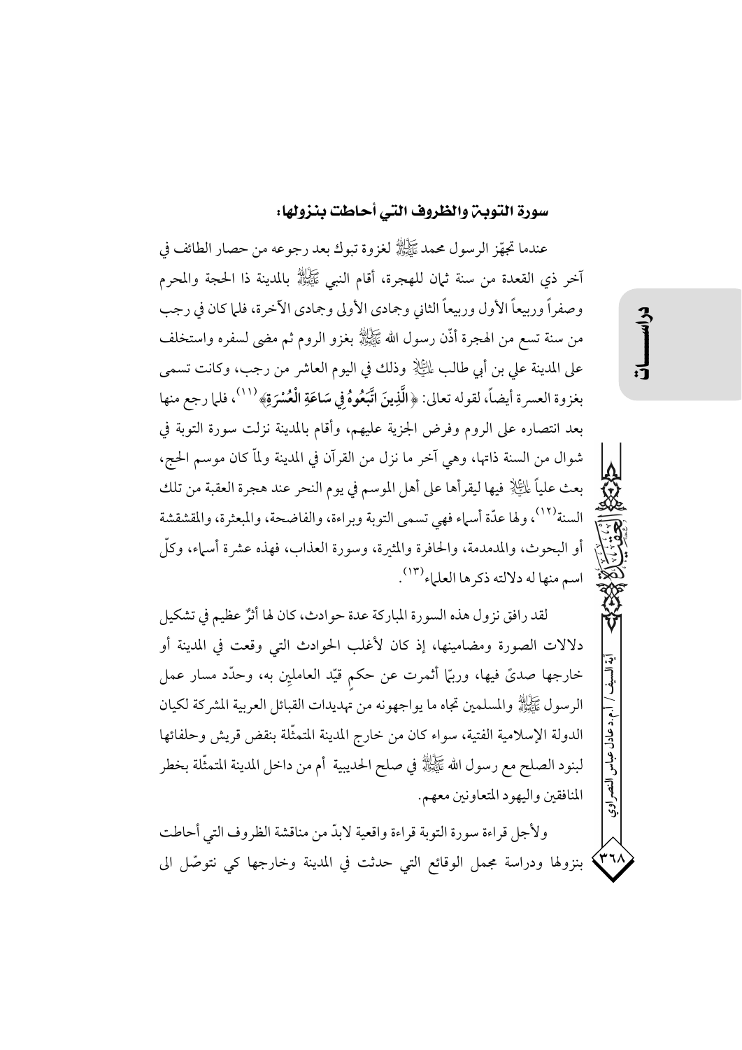## سورة التوبة والظروف التي أحاطت بنزولها:

عندما تجهّز الرسول محمد ﷺ لغزوة تبوك بعد رجوعه من حصار الطائف في آخر ذي القعدة من سنة ثمان للهجرة، أقام النبي ﷺ بالمدينة ذا الحجة والمحرم وصفراً وربيعاً الأول وربيعاً الثاني وجمادى الأولى وجمادى الآخرة، فلما كان في رجب من سنة تسع من الهجرة أذّن رسول الله ﷺ بغزو الروم ثم مضى لسفره واستخلف على المدينة علي بن أبي طالب عليه السلام وذلك في اليوم العاشر من رجب، وكانت تسمى بغزوة العسرة أيضاً، لقوله تعالى: ﴿الَّذِينَ اتَّبَعُوهُ فِي سَاعَةِ الْعُسْرَةِ﴾[11]، فلما رجع منها بعد انتصاره على الروم وفرض الجزية عليهم، وأقام بالمدينة نزلت سورة التوبة في شوال من السنة ذاتها، وهي آخر ما نزل من القرآن في المدينة ولمّا كان موسم الحج، بعث علياً عليه السلام فيها ليقرأها على أهل الموسم في يوم النحر عند هجرة العقبة من تلك السنة[12]، ولها عدّة أسماء فهي تسمى التوبة وبراءة، والفاضحة، والمبعثرة، والمقشقشة أو البحوث، والمدمدمة، والحافرة والمثيرة، وسورة العذاب، فهذه عشرة أسماء، وكلّ اسم منها له دلالته ذكرها العلماء[13].

لقد رافق نزول هذه السورة المباركة عدة حوادث، كان لها أثرٌ عظيم في تشكيل دلالات الصورة ومضامينها، إذ كان لأغلب الحوادث التي وقعت في المدينة أو خارجها صدىً فيها، وربّما أثمرت عن حكمٍ قيّد العاملين به، وحدّد مسار عمل الرسول ﷺ والمسلمين تجاه ما يواجهونه من تهديدات القبائل العربية المشركة لكيان الدولة الإسلامية الفتية، سواء كان من خارج المدينة المتمثّلة بنقض قريش وحلفائها لبنود الصلح مع رسول الله ﷺ في صلح الحديبية أم من داخل المدينة المتمثّلة بخطر المنافقين واليهود المتعاونين معهم.

ولأجل قراءة سورة التوبة قراءة واقعية لابدّ من مناقشة الظروف التي أحاطت بنزولها ودراسة مجمل الوقائع التي حدثت في المدينة وخارجها كي نتوصّل الى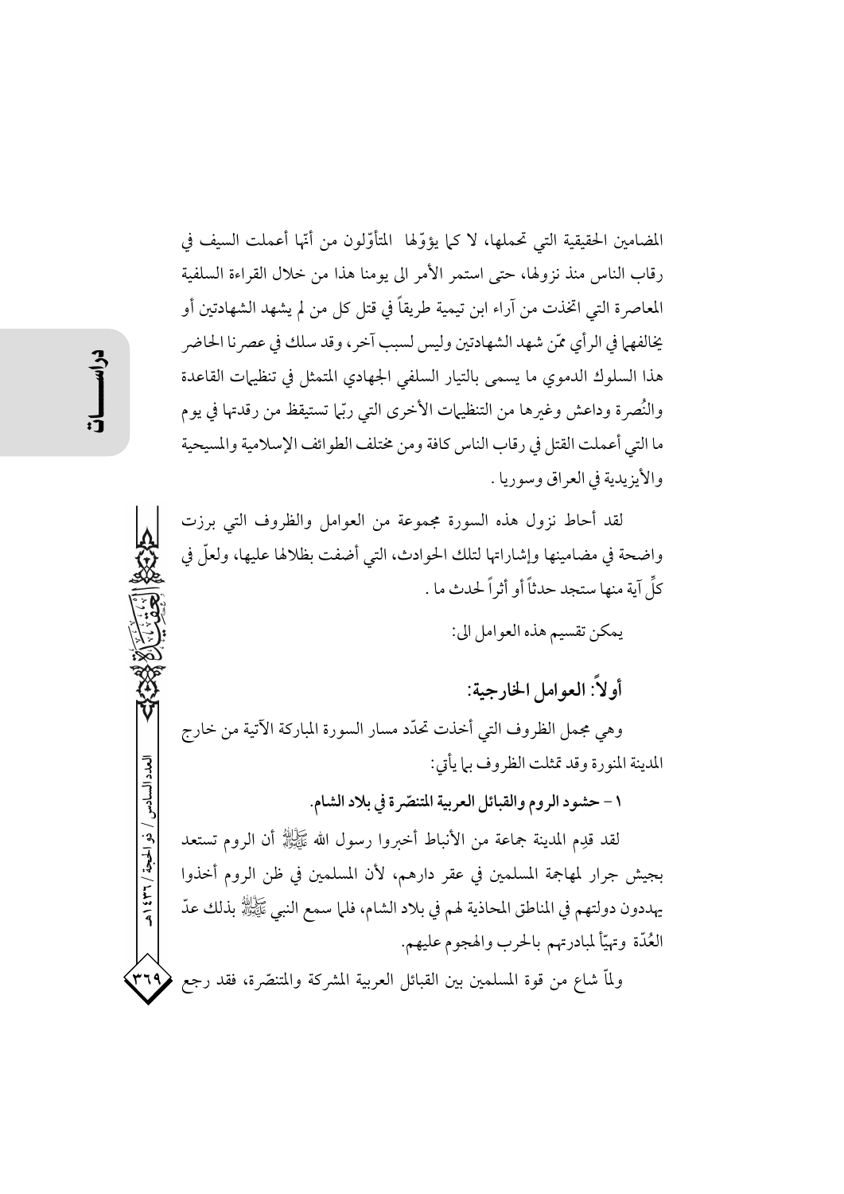المضامين الحقيقية التي تحملها، لا كما يؤوّلها المتأوّلون من أنّها أعملت السيف في رقاب الناس منذ نزولها، حتى استمر الأمر الى يومنا هذا من خلال القراءة السلفية المعاصرة التي اتخذت من آراء ابن تيمية طريقاً في قتل كل من لم يشهد الشهادتين أو يخالفهما في الرأي ممّن شهد الشهادتين وليس لسبب آخر، وقد سلك في عصرنا الحاضر هذا السلوك الدموي ما يسمى بالتيار السلفي الجهادي المتمثل في تنظيمات القاعدة والنُصرة وداعش وغيرها من التنظيمات الأخرى التي ربّما تستيقظ من رقدتها في يوم ما التي أعملت القتل في رقاب الناس كافة ومن مختلف الطوائف الإسلامية والمسيحية والأيزيدية في العراق وسوريا .

لقد أحاط نزول هذه السورة مجموعة من العوامل والظروف التي برزت واضحة في مضامينها وإشاراتها لتلك الحوادث، التي أضفت بظلالها عليها، ولعلّ في كلِّ آية منها ستجد حدثاً أو أثراً لحدث ما .

يمكن تقسيم هذه العوامل الى:

## أولاً: العوامل الخارجية:

وهي مجمل الظروف التي أخذت تحدّد مسار السورة المباركة الآتية من خارج المدينة المنورة وقد تمثلت الظروف بما يأتي:

**١ – حشود الروم والقبائل العربية المتنصّرة في بلاد الشام.**

لقد قدِم المدينة جماعة من الأنباط أخبروا رسول الله ﷺ أن الروم تستعد بجيش جرار لمهاجمة المسلمين في عقر دارهم، لأن المسلمين في ظن الروم أخذوا يهددون دولتهم في المناطق المحاذية لهم في بلاد الشام، فلما سمع النبي ﷺ بذلك عدّ العُدّة وتهيّأ لمبادرتهم بالحرب والهجوم عليهم.

ولماّ شاع من قوة المسلمين بين القبائل العربية المشركة والمتنصّرة، فقد رجع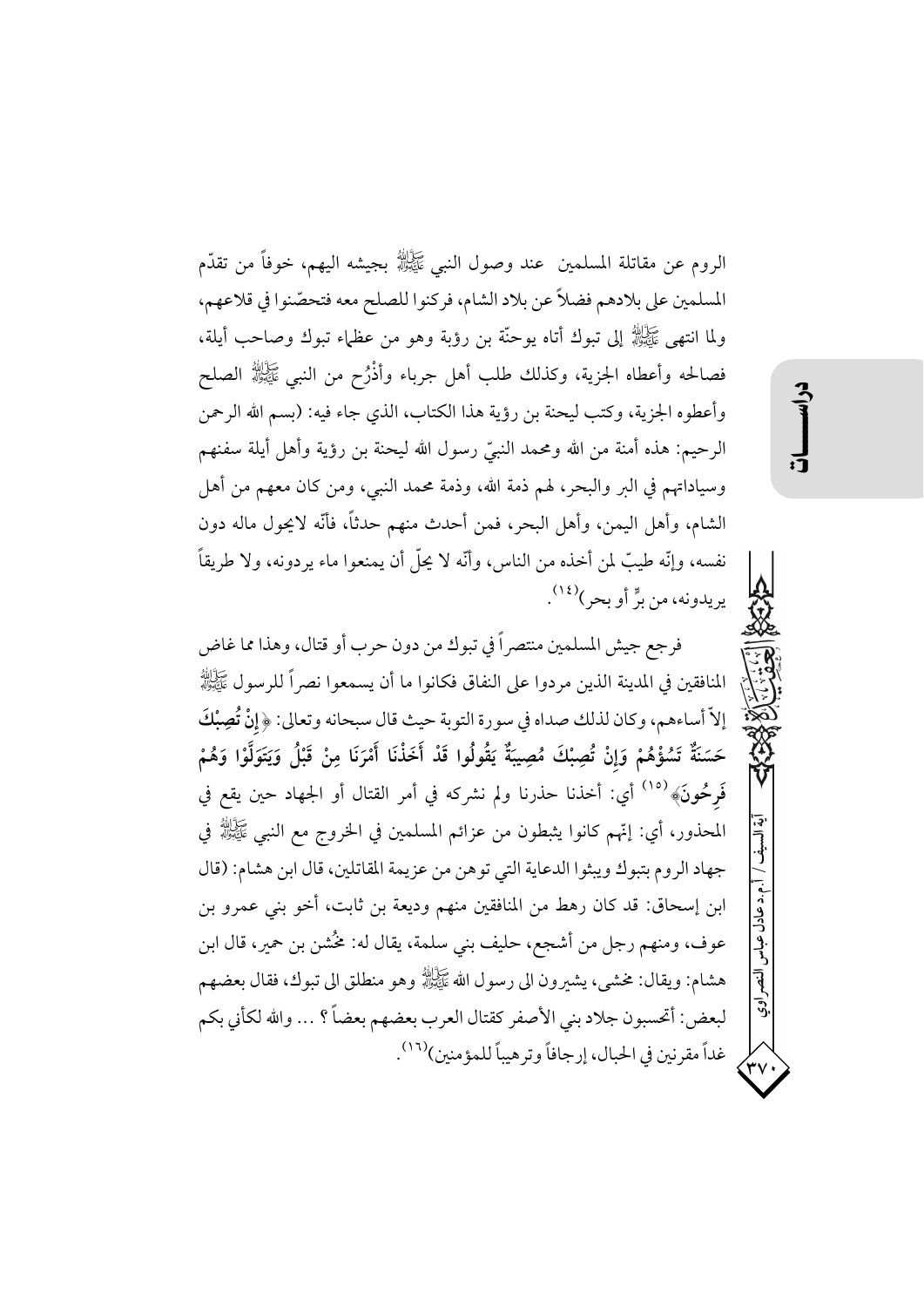الروم عن مقاتلة المسلمين عند وصول النبي ﷺ بجيشه اليهم، خوفاً من تقدّم المسلمين على بلادهم فضلاً عن بلاد الشام، فركنوا للصلح معه فتحصّنوا في قلاعهم، ولما انتهى ﷺ إلى تبوك أتاه يوحنّة بن رؤبة وهو من عظماء تبوك وصاحب أيلة، فصالحه وأعطاه الجزية، وكذلك طلب أهل جرباء وأذْرُح من النبي ﷺ الصلح وأعطوه الجزية، وكتب ليحنة بن رؤية هذا الكتاب، الذي جاء فيه: (بسم الله الرحمن الرحيم: هذه أمنة من الله ومحمد النبيّ رسول الله ليحنة بن رؤية وأهل أيلة سفنهم وسياداتهم في البر والبحر، لهم ذمة الله، وذمة محمد النبي، ومن كان معهم من أهل الشام، وأهل اليمن، وأهل البحر، فمن أحدث منهم حدثاً، فأنّه لايحول ماله دون نفسه، وإنّه طيبٌ لمن أخذه من الناس، وأنّه لا يحلّ أن يمنعوا ماء يردونه، ولا طريقاً يريدونه، من برٍّ أو بحر)[14].

فرجع جيش المسلمين منتصراً في تبوك من دون حرب أو قتال، وهذا مما غاض المنافقين في المدينة الذين مردوا على النفاق فكانوا ما أن يسمعوا نصراً للرسول ﷺ إلاّ أساءهم، وكان لذلك صداه في سورة التوبة حيث قال سبحانه وتعالى: ﴿**إِنْ تُصِبْكَ حَسَنَةٌ تَسُؤْهُمْ وَإِنْ تُصِبْكَ مُصِيبَةٌ يَقُولُوا قَدْ أَخَذْنَا أَمْرَنَا مِنْ قَبْلُ وَيَتَوَلَّوْا وَهُمْ فَرِحُونَ**﴾[15] أي: أخذنا حذرنا ولم نشركه في أمر القتال أو الجهاد حين يقع في المحذور، أي: إنّهم كانوا يثبطون من عزائم المسلمين في الخروج مع النبي ﷺ في جهاد الروم بتبوك ويبثوا الدعاية التي توهن من عزيمة المقاتلين، قال ابن هشام: (قال ابن إسحاق: قد كان رهط من المنافقين منهم وديعة بن ثابت، أخو بني عمرو بن عوف، ومنهم رجل من أشجع، حليف بني سلمة، يقال له: مخُشن بن حمير، قال ابن هشام: ويقال: مخشى، يشيرون الى رسول الله ﷺ وهو منطلق الى تبوك، فقال بعضهم لبعض: أتحسبون جلاد بني الأصفر كقتال العرب بعضهم بعضاً ؟ ... والله لكأني بكم غداً مقرنين في الحبال، إرجافاً وترهيباً للمؤمنين)[16].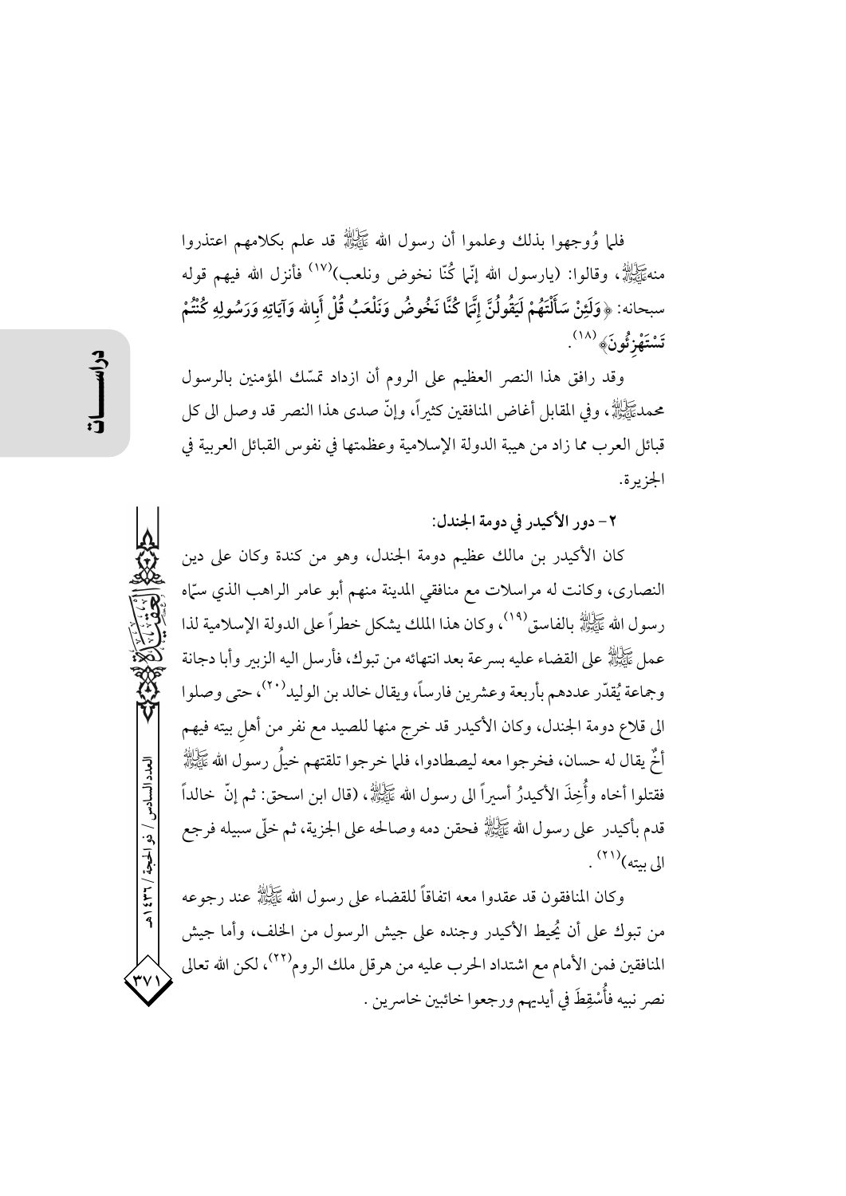فلما وُوجهوا بذلك وعلموا أن رسول الله ﷺ قد علم بكلامهم اعتذروا منه ﷺ، وقالوا: (يارسول الله إنّما كُنّا نخوض ونلعب)[17] فأنزل الله فيهم قوله سبحانه: ﴿وَلَئِنْ سَأَلْتَهُمْ لَيَقُولُنَّ إِنَّمَا كُنَّا نَخُوضُ وَنَلْعَبُ قُلْ أَبِاللهِ وَآيَاتِهِ وَرَسُولِهِ كُنْتُمْ تَسْتَهْزِئُونَ﴾[18].

وقد رافق هذا النصر العظيم على الروم أن ازداد تمسّك المؤمنين بالرسول محمد ﷺ، وفي المقابل أغاض المنافقين كثيراً، وإنّ صدى هذا النصر قد وصل الى كل قبائل العرب مما زاد من هيبة الدولة الإسلامية وعظمتها في نفوس القبائل العربية في الجزيرة.

**٢- دور الأكيدر في دومة الجندل:**

كان الأكيدر بن مالك عظيم دومة الجندل، وهو من كندة وكان على دين النصارى، وكانت له مراسلات مع منافقي المدينة منهم أبو عامر الراهب الذي سمّاه رسول الله ﷺ بالفاسق[19]، وكان هذا الملك يشكل خطراً على الدولة الإسلامية لذا عمل ﷺ على القضاء عليه بسرعة بعد انتهائه من تبوك، فأرسل اليه الزبير وأبا دجانة وجماعة يُقدّر عددهم بأربعة وعشرين فارساً، ويقال خالد بن الوليد[20]، حتى وصلوا الى قلاع دومة الجندل، وكان الأكيدر قد خرج منها للصيد مع نفر من أهلِ بيته فيهم أخٌ يقال له حسان، فخرجوا معه ليصطادوا، فلما خرجوا تلقتهم خيلُ رسول الله ﷺ فقتلوا أخاه وأُخِذَ الأكيدرُ أسيراً الى رسول الله ﷺ، (قال ابن اسحق: ثم إنّ خالداً قدم بأكيدر على رسول الله ﷺ فحقن دمه وصالحه على الجزية، ثم خلّى سبيله فرجع الى بيته)[21].

وكان المنافقون قد عقدوا معه اتفاقاً للقضاء على رسول الله ﷺ عند رجوعه من تبوك على أن يُحيط الأكيدر وجنده على جيش الرسول من الخلف، وأما جيش المنافقين فمن الأمام مع اشتداد الحرب عليه من هرقل ملك الروم[22]، لكن الله تعالى نصر نبيه فأُسْقِطَ في أيديهم ورجعوا خائبين خاسرين.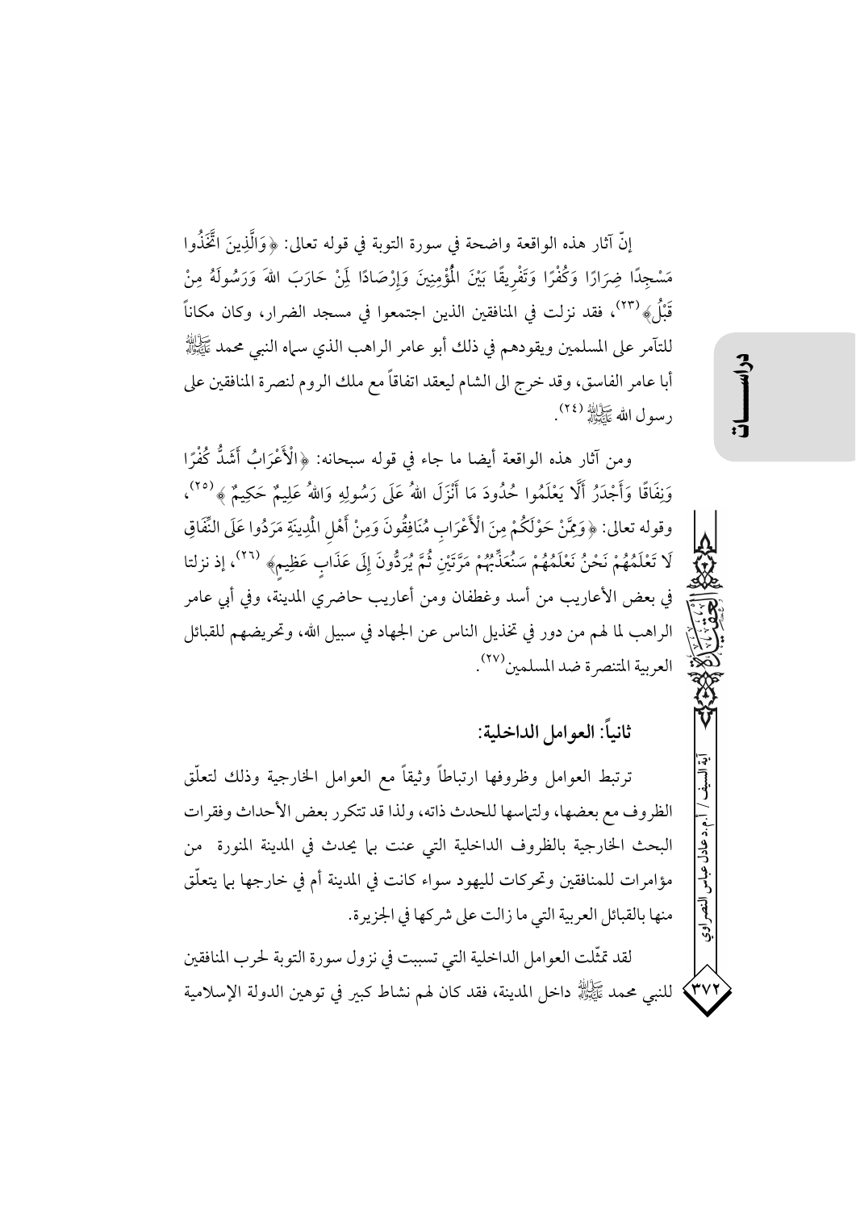إنّ آثار هذه الواقعة واضحة في سورة التوبة في قوله تعالى: ﴿وَالَّذِينَ اتَّخَذُوا مَسْجِدًا ضِرَارًا وَكُفْرًا وَتَفْرِيقًا بَيْنَ الْمُؤْمِنِينَ وَإِرْصَادًا لِمَنْ حَارَبَ اللهَ وَرَسُولَهُ مِنْ قَبْلُ﴾ (٢٣)، فقد نزلت في المنافقين الذين اجتمعوا في مسجد الضرار، وكان مكاناً للتآمر على المسلمين ويقودهم في ذلك أبو عامر الراهب الذي سماه النبي محمد ﷺ أبا عامر الفاسق، وقد خرج الى الشام ليعقد اتفاقاً مع ملك الروم لنصرة المنافقين على رسول الله ﷺ (٢٤).

ومن آثار هذه الواقعة أيضا ما جاء في قوله سبحانه: ﴿الْأَعْرَابُ أَشَدُّ كُفْرًا وَنِفَاقًا وَأَجْدَرُ أَلَّا يَعْلَمُوا حُدُودَ مَا أَنْزَلَ اللهُ عَلَى رَسُولِهِ وَاللهُ عَلِيمٌ حَكِيمٌ﴾ (٢٥)، وقوله تعالى: ﴿وَمِمَّنْ حَوْلَكُمْ مِنَ الْأَعْرَابِ مُنَافِقُونَ وَمِنْ أَهْلِ الْمَدِينَةِ مَرَدُوا عَلَى النِّفَاقِ لَا تَعْلَمُهُمْ نَحْنُ نَعْلَمُهُمْ سَنُعَذِّبُهُمْ مَرَّتَيْنِ ثُمَّ يُرَدُّونَ إِلَى عَذَابٍ عَظِيمٍ﴾ (٢٦)، إذ نزلتا في بعض الأعاريب من أسد وغطفان ومن أعاريب حاضري المدينة، وفي أبي عامر الراهب لما لهم من دور في تخذيل الناس عن الجهاد في سبيل الله، وتحريضهم للقبائل العربية المتنصرة ضد المسلمين(٢٧).

## ثانياً: العوامل الداخلية:

ترتبط العوامل وظروفها ارتباطاً وثيقاً مع العوامل الخارجية وذلك لتعلّق الظروف مع بعضها، ولتماسها للحدث ذاته، ولذا قد تتكرر بعض الأحداث وفقرات البحث الخارجية بالظروف الداخلية التي عنت بما يحدث في المدينة المنورة من مؤامرات للمنافقين وتحركات لليهود سواء كانت في المدينة أم في خارجها بما يتعلّق منها بالقبائل العربية التي ما زالت على شركها في الجزيرة.

لقد تمثّلت العوامل الداخلية التي تسببت في نزول سورة التوبة لحرب المنافقين للنبي محمد ﷺ داخل المدينة، فقد كان لهم نشاط كبير في توهين الدولة الإسلامية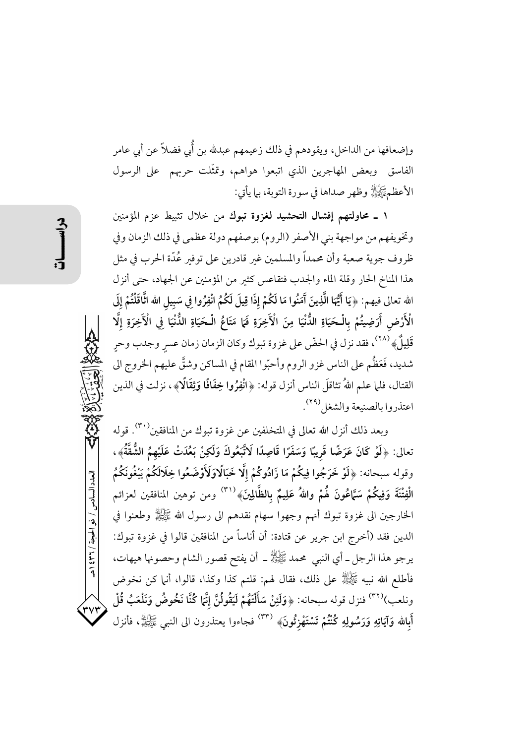وإضعافها من الداخل، ويقودهم في ذلك زعيمهم عبدالله بن أُبي فضلاً عن أبي عامر الفاسق وبعض المهاجرين الذي اتبعوا هواهم، وتمثّلت حربهم على الرسول الأعظم ﷺ وظهر صداها في سورة التوبة، بما يأتي:

١ ـ **محاولتهم إفشال التحشيد لغزوة تبوك** من خلال تثبيط عزم المؤمنين وتخويفهم من مواجهة بني الأصفر (الروم) بوصفهم دولة عظمى في ذلك الزمان وفي ظروف جوية صعبة وأن محمداً والمسلمين غير قادرين على توفير عُدّة الحرب في مثل هذا المناخ الحار وقلة الماء والجدب فتقاعس كثير من المؤمنين عن الجهاد، حتى أنزل الله تعالى فيهم: ﴿**يَا أَيُّهَا الَّذِينَ آمَنُوا مَا لَكُمْ إِذَا قِيلَ لَكُمُ انْفِرُوا فِي سَبِيلِ الله اثَّاقَلْتُمْ إِلَى الْأَرْضِ أَرَضِيتُمْ بِالْـحَيَاةِ الدُّنْيَا مِنَ الْآخِرَةِ فَمَا مَتَاعُ الْـحَيَاةِ الدُّنْيَا فِي الْآخِرَةِ إِلَّا قَلِيلٌ**﴾[٢٨]، فقد نزل في الحضّ على غزوة تبوك وكان الزمان زمان عسرٍ وجدب وحرٍ شديد، فَعَظُم على الناس غزو الروم وأحبّوا المقام في المساكن وشقَّ عليهم الخروج الى القتال، فلما علم اللهُ تثاقلَ الناس أنزل قوله: ﴿**انْفِرُوا خِفَافًا وَثِقَالًا**﴾، نزلت في الذين اعتذروا بالصنيعة والشغل[٢٩].

وبعد ذلك أنزل الله تعالى في المتخلفين عن غزوة تبوك من المنافقين[٣٠]. قوله تعالى: ﴿**لَوْ كَانَ عَرَضًا قَرِيبًا وَسَفَرًا قَاصِدًا لَاتَّبَعُوكَ وَلَكِنْ بَعُدَتْ عَلَيْهِمُ الشُّقَّةُ**﴾، وقوله سبحانه: ﴿**لَوْ خَرَجُوا فِيكُمْ مَا زَادُوكُمْ إِلَّا خَبَالًاوَلَأَوْضَعُوا خِلَالَكُمْ يَبْغُونَكُمُ الْفِتْنَةَ وَفِيكُمْ سَمَّاعُونَ لَهُمْ واللهُ عَلِيمٌ بِالظَّالِمِينَ**﴾[٣١] ومن توهين المنافقين لعزائم الخارجين الى غزوة تبوك أنهم وجهوا سهام نقدهم الى رسول الله ﷺ وطعنوا في الدين فقد (أخرج ابن جرير عن قتادة: أن أناساً من المنافقين قالوا في غزوة تبوك: يرجو هذا الرجل ـ أي النبي محمد ﷺ ـ أن يفتح قصور الشام وحصونها هيهات، فأطلع الله نبيه ﷺ على ذلك، فقال لهم: قلتم كذا وكذا، قالوا، أنما كن نخوض ونلعب)[٣٢] فنزل قوله سبحانه: ﴿**وَلَئِنْ سَأَلْتَهُمْ لَيَقُولُنَّ إِنَّمَا كُنَّا نَخُوضُ وَنَلْعَبُ قُلْ أَبِالله وَآيَاتِهِ وَرَسُولِهِ كُنْتُمْ تَسْتَهْزِئُونَ**﴾[٣٣] فجاءوا يعتذرون الى النبي ﷺ، فأنزل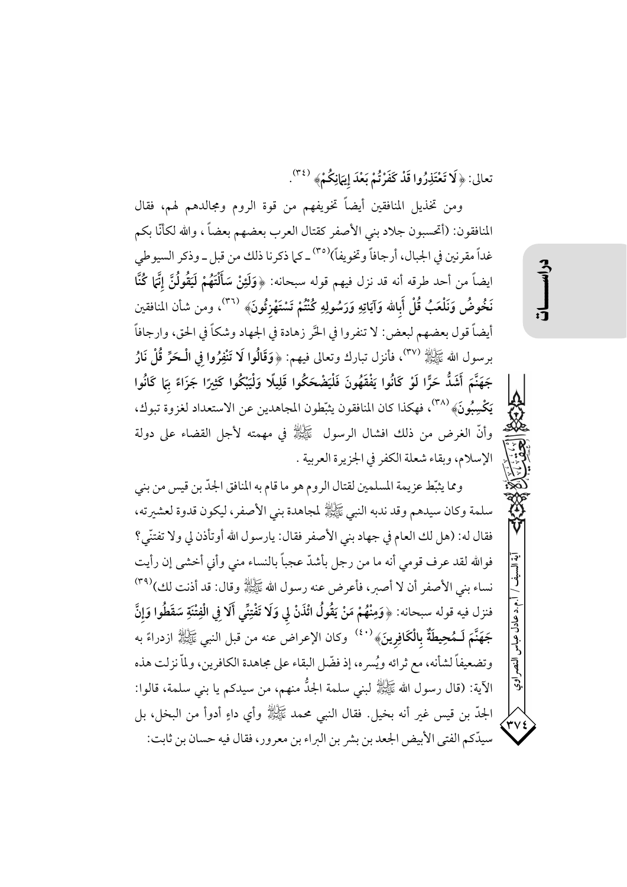تعالى: ﴿لَا تَعْتَذِرُوا قَدْ كَفَرْتُمْ بَعْدَ إِيمَانِكُمْ﴾ (٣٤).

ومن تخذيل المنافقين أيضاً تخويفهم من قوة الروم ومجالدهم لهم، فقال المنافقون: (أتحسبون جلاد بني الأصفر كقتال العرب بعضهم بعضاً ، والله لكأنّا بكم غداً مقرنين في الجبال، أرجافاً وتخويفاً)(٣٥) ـ كما ذكرنا ذلك من قبل ـ وذكر السيوطي ايضاً من أحد طرقه أنه قد نزل فيهم قوله سبحانه: ﴿وَلَئِنْ سَأَلْتَهُمْ لَيَقُولُنَّ إِنَّمَا كُنَّا نَخُوضُ وَنَلْعَبُ قُلْ أَبِالله وَآيَاتِهِ وَرَسُولِهِ كُنْتُمْ تَسْتَهْزِئُونَ﴾ (٣٦)، ومن شأن المنافقين أيضاً قول بعضهم لبعض: لا تنفروا في الحَرّ زهادة في الجهاد وشكاً في الحق، وارجافاً برسول الله ﷺ (٣٧)، فأنزل تبارك وتعالى فيهم: ﴿وَقَالُوا لَا تَنْفِرُوا فِي الْحَرِّ قُلْ نَارُ جَهَنَّمَ أَشَدُّ حَرًّا لَوْ كَانُوا يَفْقَهُونَ فَلْيَضْحَكُوا قَلِيلًا وَلْيَبْكُوا كَثِيرًا جَزَاءً بِمَا كَانُوا يَكْسِبُونَ﴾ (٣٨)، فهكذا كان المنافقون يثبّطون المجاهدين عن الاستعداد لغزوة تبوك، وأنّ الغرض من ذلك افشال الرسول ﷺ في مهمته لأجل القضاء على دولة الإسلام، وبقاء شعلة الكفر في الجزيرة العربية .

ومما يثبّط عزيمة المسلمين لقتال الروم هو ما قام به المنافق الجدّ بن قيس من بني سلمة وكان سيدهم وقد ندبه النبي ﷺ لمجاهدة بني الأصفر، ليكون قدوة لعشيرته، فقال له: (هل لك العام في جهاد بني الأصفر فقال: يارسول الله أوتأذن لي ولا تفتنّي؟ فوالله لقد عرف قومي أنه ما من رجل بأشدّ عجباً بالنساء مني وأني أخشى إن رأيت نساء بني الأصفر أن لا أصبر، فأعرض عنه رسول الله ﷺ وقال: قد أذنت لك)(٣٩) فنزل فيه قوله سبحانه: ﴿وَمِنْهُمْ مَنْ يَقُولُ ائْذَنْ لِي وَلَا تَفْتِنِّي أَلَا فِي الْفِتْنَةِ سَقَطُوا وَإِنَّ جَهَنَّمَ لَمُحِيطَةٌ بِالْكَافِرِينَ﴾ (٤٠) وكان الإعراض عنه من قبل النبي ﷺ ازدراءً به وتضعيفاً لشأنه، مع ثرائه ويُسره، إذ فضّل البقاء على مجاهدة الكافرين، ولمّا نزلت هذه الآية: (قال رسول الله ﷺ لبني سلمة، من سيدكم يا بني سلمة، قالوا: الجدُّ بن قيس غير أنه بخيل. فقال النبي محمد ﷺ وأي داءٍ أدوأ من البخل، بل سيدّكم الفتى الأبيض الجعد بن بشر بن البراء بن معرور، فقال فيه حسان بن ثابت: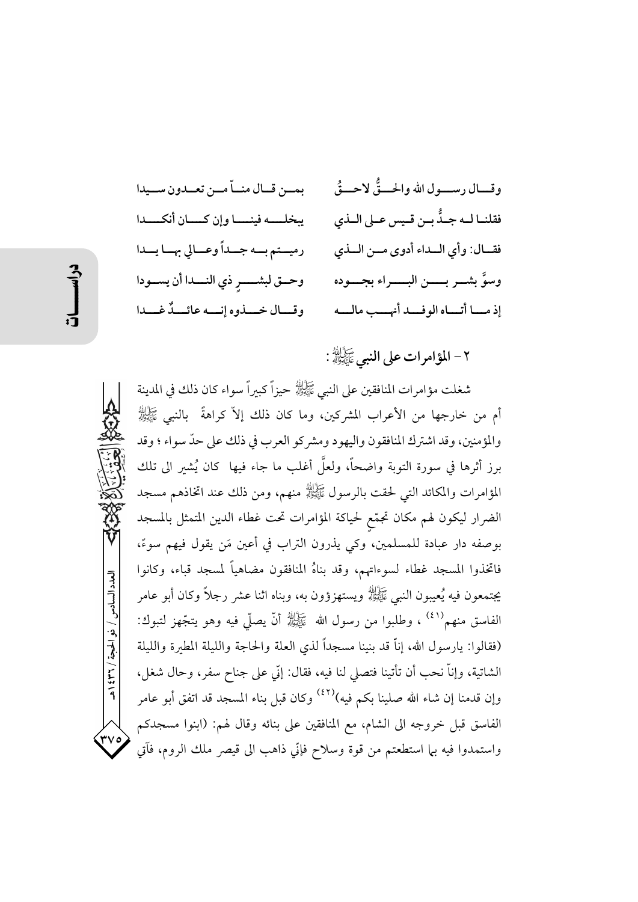وقـال رسـول الله والحـقُّ لاحـقُ　　بمـن قـال منـاّ مـن تعـدون سـيدا

فقلنـا لـه جـدُّ بـن قـيس عـلى الـذي　　يبخلـه فينـا وإن كـان أنكـدا

فقـال: وأي الـداء أدوى مـن الـذي　　رميـتم بـه جـداً وعـالي بهـا يـدا

وسوَّ بشـر بـن البـراء بجـوده　　وحـق لبشـرٍ ذي النـدا أن يسـودا

إذ مـا أتـاه الوفـد أنهـب مالـه　　وقـال خـذوه إنـه عائـدٌ غـدا

## ٢ – المؤامرات على النبي ﷺ :

شغلت مؤامرات المنافقين على النبي ﷺ حيزاً كبيراً سواء كان ذلك في المدينة أم من خارجها من الأعراب المشركين، وما كان ذلك إلاّ كراهةً بالنبي ﷺ والمؤمنين، وقد اشترك المنافقون واليهود ومشركو العرب في ذلك على حدّ سواء ؛ وقد برز أثرها في سورة التوبة واضحاً، ولعلَّ أغلب ما جاء فيها كان يُشير الى تلك المؤامرات والمكائد التي لحقت بالرسول ﷺ منهم، ومن ذلك عند اتخاذهم مسجد الضرار ليكون لهم مكان تجمّعٍ لحياكة المؤامرات تحت غطاء الدين المتمثل بالمسجد بوصفه دار عبادة للمسلمين، وكي يذرون التراب في أعين مَن يقول فيهم سوءً، فاتخذوا المسجد غطاء لسوءاتهم، وقد بناهُ المنافقون مضاهياً لمسجد قباء، وكانوا يجتمعون فيه يُعيبون النبي ﷺ ويستهزؤون به، وبناه اثنا عشر رجلاً وكان أبو عامر الفاسق منهم[٤١] ، وطلبوا من رسول الله ﷺ أنّ يصلّي فيه وهو يتّجهز لتبوك: (فقالوا: يارسول الله، إنّا قد بنينا مسجداً لذي العلة والحاجة والليلة المطيرة والليلة الشاتية، وإنّا نحب أن تأتينا فتصلي لنا فيه، فقال: إنّي على جناح سفر، وحال شغل، وإن قدمنا إن شاء الله صلينا بكم فيه)[٤٢] وكان قبل بناء المسجد قد اتفق أبو عامر الفاسق قبل خروجه الى الشام، مع المنافقين على بنائه وقال لهم: (ابنوا مسجدكم واستمدوا فيه بما استطعتم من قوة وسلاح فإنّي ذاهب الى قيصر ملك الروم، فآتي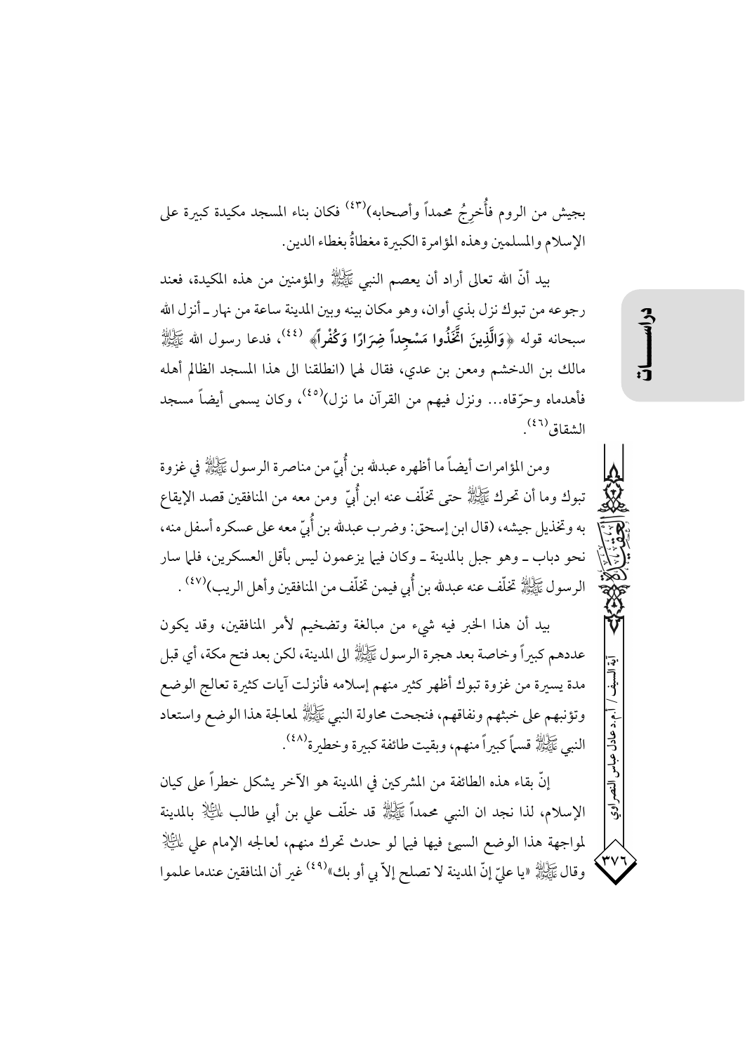بجيش من الروم فأُخرِجُ محمداً وأصحابه)[٤٣] فكان بناء المسجد مكيدة كبيرة على الإسلام والمسلمين وهذه المؤامرة الكبيرة مغطاةُ بغطاء الدين.

بيد أنّ الله تعالى أراد أن يعصم النبي ﷺ والمؤمنين من هذه المكيدة، فعند رجوعه من تبوك نزل بذي أوان، وهو مكان بينه وبين المدينة ساعة من نهار ـ أنزل الله سبحانه قوله ﴿**وَالَّذِينَ اتَّخَذُوا مَسْجِداً ضِرَارًا وَكُفْراً**﴾ [٤٤]، فدعا رسول الله ﷺ مالك بن الدخشم ومعن بن عدي، فقال لهما (انطلقا الى هذا المسجد الظالم أهله فأهدماه وحرّقاه... ونزل فيهم من القرآن ما نزل)[٤٥]، وكان يسمى أيضاً مسجد الشقاق[٤٦].

ومن المؤامرات أيضاً ما أظهره عبدالله بن أُبيّ من مناصرة الرسول ﷺ في غزوة تبوك وما أن تحرك ﷺ حتى تخلّف عنه ابن أُبيّ ومن معه من المنافقين قصد الإيقاع به وتخذيل جيشه، (قال ابن إسحق: وضرب عبدالله بن أُبيّ معه على عسكره أسفل منه، نحو دباب ـ وهو جبل بالمدينة ـ وكان فيما يزعمون ليس بأقل العسكرين، فلما سار الرسول ﷺ تخلّف عنه عبدالله بن أُبي فيمن تخلّف من المنافقين وأهل الريب)[٤٧].

بيد أن هذا الخبر فيه شيء من مبالغة وتضخيم لأمر المنافقين، وقد يكون عددهم كبيراً وخاصة بعد هجرة الرسول ﷺ الى المدينة، لكن بعد فتح مكة، أي قبل مدة يسيرة من غزوة تبوك أظهر كثير منهم إسلامه فأنزلت آيات كثيرة تعالج الوضع وتؤنبهم على خبثهم ونفاقهم، فنجحت محاولة النبي ﷺ لمعالجة هذا الوضع واستعاد النبي ﷺ قسماً كبيراً منهم، وبقيت طائفة كبيرة وخطيرة[٤٨].

إنّ بقاء هذه الطائفة من المشركين في المدينة هو الآخر يشكل خطراً على كيان الإسلام، لذا نجد ان النبي محمداً ﷺ قد خلّف علي بن أبي طالب عليه السلام بالمدينة لمواجهة هذا الوضع السيئ فيها فيما لو حدث تحرك منهم، لعالجه الإمام علي عليه السلام وقال ﷺ «يا عليّ إنّ المدينة لا تصلح إلاّ بي أو بك»[٤٩] غير أن المنافقين عندما علموا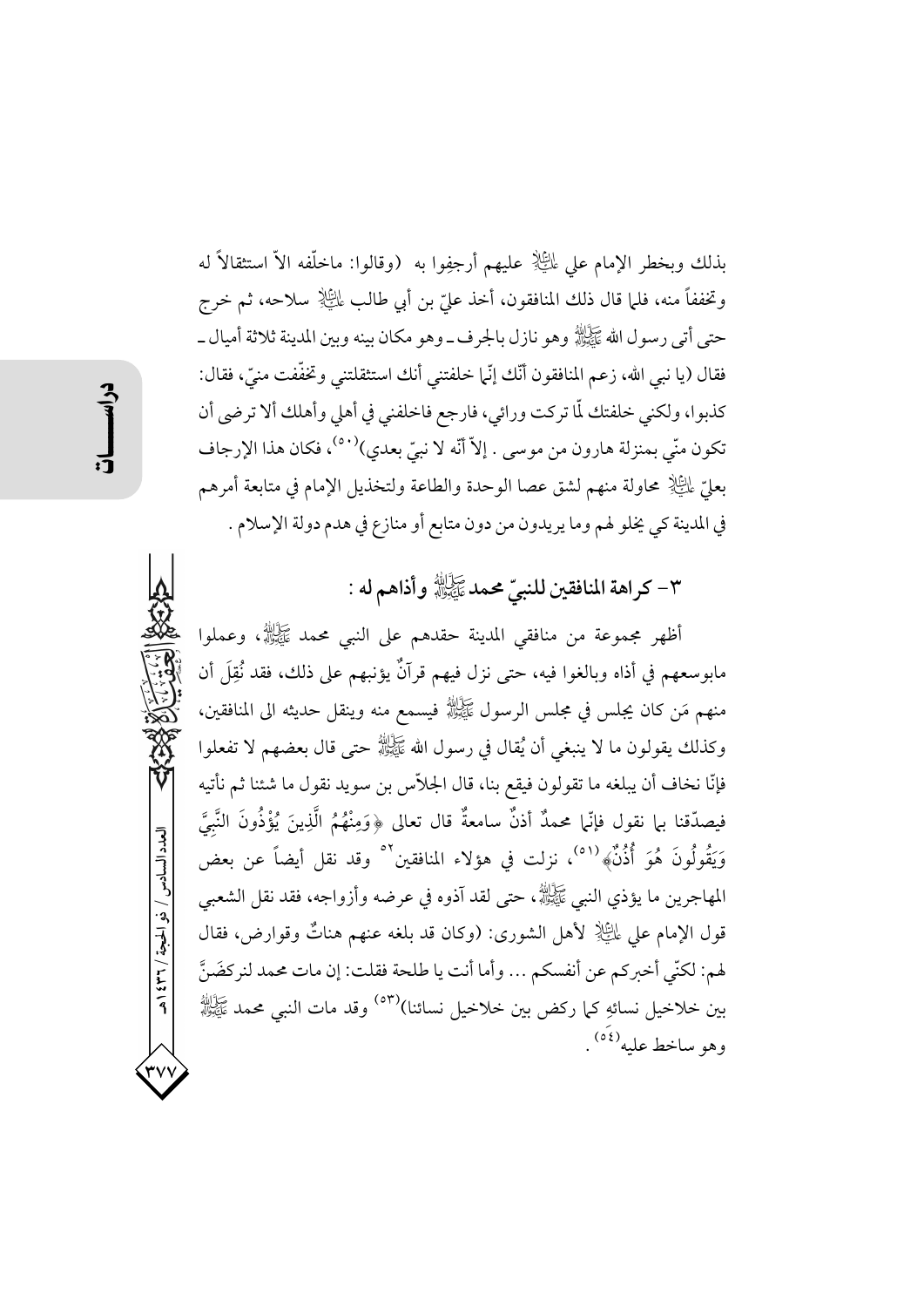بذلك وبخطر الإمام علي عليه السلام عليهم أرجفوا به (وقالوا: ماخلّفه الاّ استثقالاً له وتخففاً منه، فلما قال ذلك المنافقون، أخذ عليّ بن أبي طالب عليه السلام سلاحه، ثم خرج حتى أتى رسول الله صلى الله عليه وآله وهو نازل بالجرف ـ وهو مكان بينه وبين المدينة ثلاثة أميال ـ فقال (يا نبي الله، زعم المنافقون أنّك إنّما خلفتني أنك استثقلتني وتخفّفت منيّ، فقال: كذبوا، ولكني خلفتك لّما تركت ورائي، فارجع فاخلفني في أهلي وأهلك ألا ترضى أن تكون منّي بمنزلة هارون من موسى . إلاّ أنّه لا نبيّ بعدي)[50]، فكان هذا الإرجاف بعليّ عليه السلام محاولة منهم لشق عصا الوحدة والطاعة ولتخذيل الإمام في متابعة أمرهم في المدينة كي يخلو لهم وما يريدون من دون متابع أو منازع في هدم دولة الإسلام .

### ٣- كراهة المنافقين للنبيّ محمد صلى الله عليه وآله وأذاهم له :

أظهر مجموعة من منافقي المدينة حقدهم على النبي محمد صلى الله عليه وآله، وعملوا مابوسعهم في أذاه وبالغوا فيه، حتى نزل فيهم قرآنٌ يؤنبهم على ذلك، فقد نُقِلَ أن منهم مَن كان يجلس في مجلس الرسول صلى الله عليه وآله فيسمع منه وينقل حديثه الى المنافقين، وكذلك يقولون ما لا ينبغي أن يُقال في رسول الله صلى الله عليه وآله حتى قال بعضهم لا تفعلوا فإنّا نخاف أن يبلغه ما تقولون فيقع بنا، قال الجلاّس بن سويد نقول ما شئنا ثم نأتيه فيصدّقنا بما نقول فإنّما محمدٌ أذنٌ سامعةٌ قال تعالى ﴿وَمِنْهُمُ الَّذِينَ يُؤْذُونَ النَّبِيَّ وَيَقُولُونَ هُوَ أُذُنٌ﴾[51]، نزلت في هؤلاء المنافقين[52] وقد نقل أيضاً عن بعض المهاجرين ما يؤذي النبي صلى الله عليه وآله، حتى لقد آذوه في عرضه وأزواجه، فقد نقل الشعبي قول الإمام علي عليه السلام لأهل الشورى: (وكان قد بلغه عنهم هناتٌ وقوارض، فقال لهم: لكنّي أخبركم عن أنفسكم ... وأما أنت يا طلحة فقلت: إن مات محمد لنركضَنَّ بين خلاخيل نسائهِ كما ركض بين خلاخيل نسائنا)[53] وقد مات النبي محمد صلى الله عليه وآله وهو ساخط عليه[54] .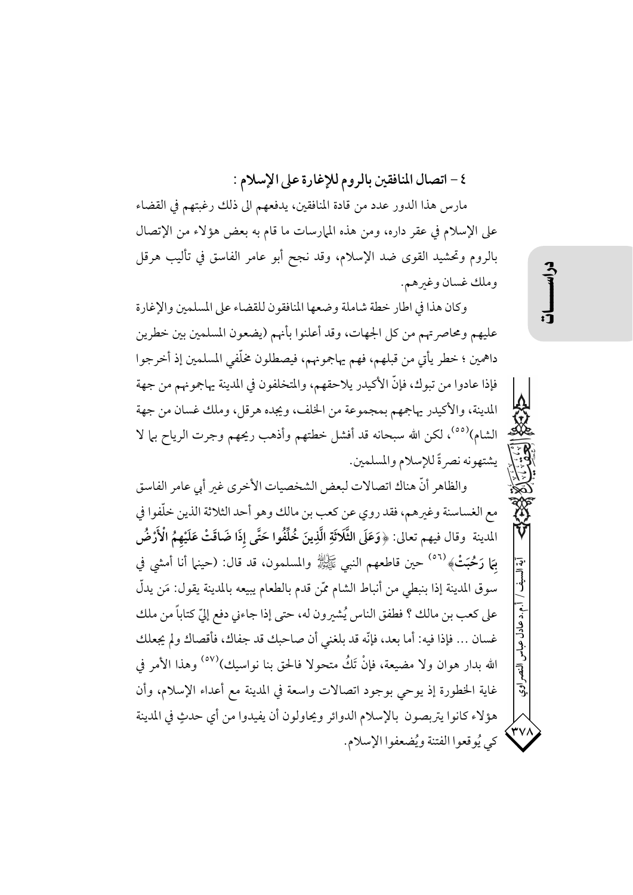### ٤ – اتصال المنافقين بالروم للإغارة على الإسلام :

مارس هذا الدور عدد من قادة المنافقين، يدفعهم الى ذلك رغبتهم في القضاء على الإسلام في عقر داره، ومن هذه المارسات ما قام به بعض هؤلاء من الإتصال بالروم وتحشيد القوى ضد الإسلام، وقد نجح أبو عامر الفاسق في تأليب هرقل وملك غسان وغيرهم.

وكان هذا في اطار خطة شاملة وضعها المنافقون للقضاء على المسلمين والإغارة عليهم ومحاصرتهم من كل الجهات، وقد أعلنوا بأنهم (يضعون المسلمين بين خطرين داهمين ؛ خطر يأتي من قبلهم، فهم يهاجمونهم، فيصطلون مخلّفي المسلمين إذ أخرجوا فإذا عادوا من تبوك، فإنّ الأكيدر يلاحقهم، والمتخلفون في المدينة يهاجمونهم من جهة المدينة، والأكيدر يهاجمهم بمجموعة من الخلف، ويجده هرقل، وملك غسان من جهة الشام)[٥٥]، لكن الله سبحانه قد أفشل خطتهم وأذهب ريحهم وجرت الرياح بما لا يشتهونه نصرةً للإسلام والمسلمين.

والظاهر أنّ هناك اتصالات لبعض الشخصيات الأخرى غير أبي عامر الفاسق مع الغساسنة وغيرهم، فقد روي عن كعب بن مالك وهو أحد الثلاثة الذين خلّفوا في المدينة وقال فيهم تعالى: ﴿**وَعَلَى الثَّلَاثَةِ الَّذِينَ خُلِّفُوا حَتَّى إِذَا ضَاقَتْ عَلَيْهِمُ الْأَرْضُ بِمَا رَحُبَتْ**﴾[٥٦] حين قاطعهم النبي ﷺ والمسلمون، قد قال: (حينما أنا أمشي في سوق المدينة إذا بنبطي من أنباط الشام ممّن قدم بالطعام يبيعه بالمدينة يقول: مَن يدلّ على كعب بن مالك ؟ فطفق الناس يُشيرون له، حتى إذا جاءني دفع إليّ كتاباً من ملك غسان ... فإذا فيه: أما بعد، فإنّه قد بلغني أن صاحبك قد جفاك، فأقصاك ولم يجعلك الله بدار هوان ولا مضيعة، فإنْ تَكُ متحولا فالحق بنا نواسيك)[٥٧] وهذا الأمر في غاية الخطورة إذ يوحي بوجود اتصالات واسعة في المدينة مع أعداء الإسلام، وأن هؤلاء كانوا يتربصون بالإسلام الدوائر ويحاولون أن يفيدوا من أي حدثٍ في المدينة كي يُوقعوا الفتنة ويُضعفوا الإسلام.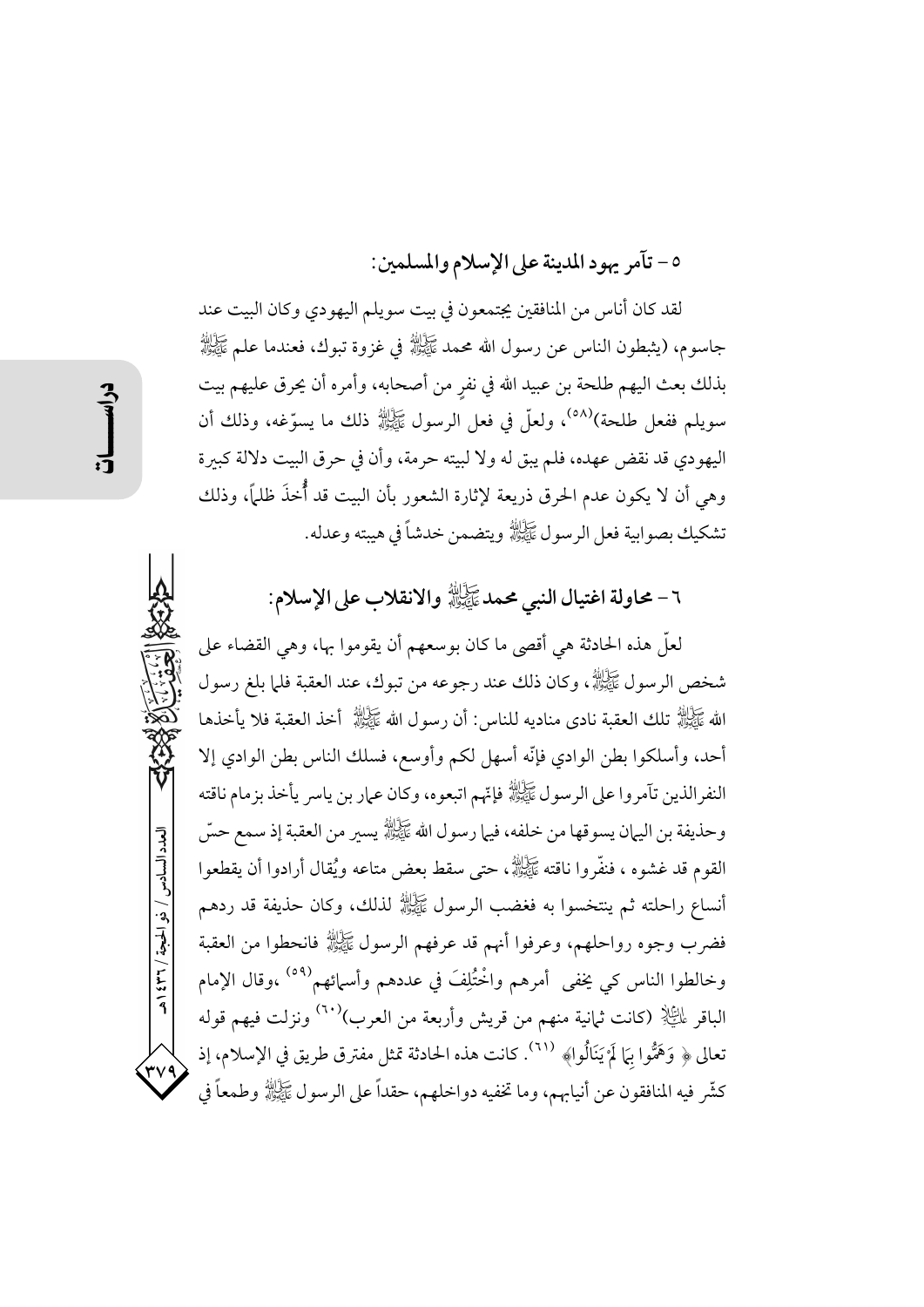## ٥ – تآمر يهود المدينة على الإسلام والمسلمين:

لقد كان أناس من المنافقين يجتمعون في بيت سويلم اليهودي وكان البيت عند جاسوم، (يثبطون الناس عن رسول الله محمد ﷺ في غزوة تبوك، فعندما علم ﷺ بذلك بعث اليهم طلحة بن عبيد الله في نفرٍ من أصحابه، وأمره أن يحرق عليهم بيت سويلم ففعل طلحة)[٥٨]، ولعلّ في فعل الرسول ﷺ ذلك ما يسوّغه، وذلك أن اليهودي قد نقض عهده، فلم يبق له ولا لبيته حرمة، وأن في حرق البيت دلالة كبيرة وهي أن لا يكون عدم الحرق ذريعة لإثارة الشعور بأن البيت قد أُخذَ ظلماً، وذلك تشكيك بصوابية فعل الرسول ﷺ ويتضمن خدشاً في هيبته وعدله.

## ٦ – محاولة اغتيال النبي محمد ﷺ والانقلاب على الإسلام:

لعلّ هذه الحادثة هي أقصى ما كان بوسعهم أن يقوموا بها، وهي القضاء على شخص الرسول ﷺ، وكان ذلك عند رجوعه من تبوك، عند العقبة فلما بلغ رسول الله ﷺ تلك العقبة نادى مناديه للناس: أن رسول الله ﷺ أخذ العقبة فلا يأخذها أحد، وأسلكوا بطن الوادي فإنّه أسهل لكم وأوسع، فسلك الناس بطن الوادي إلا النفرالذين تآمروا على الرسول ﷺ فإنهم اتبعوه، وكان عمار بن ياسر يأخذ بزمام ناقته وحذيفة بن اليمان يسوقها من خلفه، فيما رسول الله ﷺ يسير من العقبة إذ سمع حسّ القوم قد غشوه ، فنفّروا ناقته ﷺ، حتى سقط بعض متاعه ويُقال أرادوا أن يقطعوا أنساع راحلته ثم ينتخسوا به فغضب الرسول ﷺ لذلك، وكان حذيفة قد ردهم فضرب وجوه رواحلهم، وعرفوا أنهم قد عرفهم الرسول ﷺ فانحطوا من العقبة وخالطوا الناس كي يخفى أمرهم واخْتُلِفَ في عددهم وأسمائهم[٥٩] ،وقال الإمام الباقر عليه السلام (كانت ثمانية منهم من قريش وأربعة من العرب)[٦٠] ونزلت فيهم قوله تعالى ﴿ وَهَمُّوا بِمَا لَمْ يَنَالُوا﴾ [٦١]. كانت هذه الحادثة تمثل مفترق طريق في الإسلام، إذ كشّر فيه المنافقون عن أنيابهم، وما تخفيه دواخلهم، حقداً على الرسول ﷺ وطمعاً في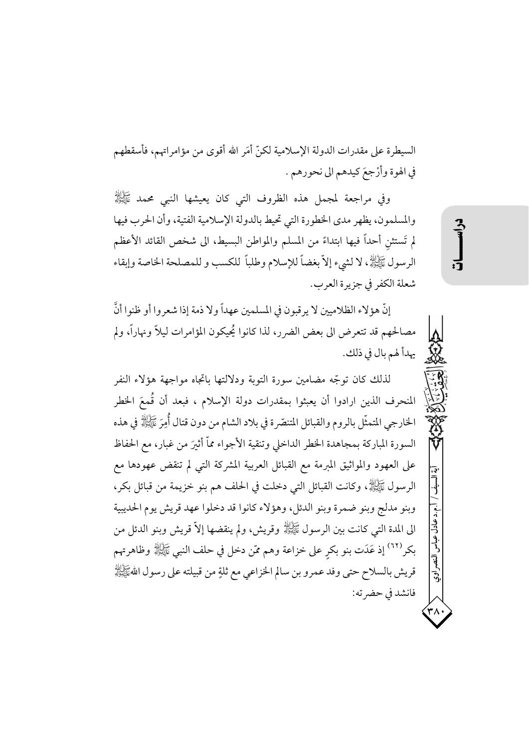السيطرة على مقدرات الدولة الإسلامية لكنّ أمَر الله أقوى من مؤامراتهم، فأسقطهم في الهوة وأرْجعَ كيدهم الى نحورهم .

وفي مراجعة لمجمل هذه الظروف التي كان يعيشها النبي محمد ﷺ والمسلمون، يظهر مدى الخطورة التي تحيط بالدولة الإسلامية الفتية، وأن الحرب فيها لم تَستثنِ أحداً فيها ابتداءً من المسلم والمواطن البسيط، الى شخص القائد الأعظم الرسول ﷺ، لا لشيء إلاّ بغضاً للإسلام وطلباً للكسب و للمصلحة الخاصة وإبقاء شعلة الكفر في جزيرة العرب.

إنّ هؤلاء الظلاميين لا يرقبون في المسلمين عهداً ولا ذمة إذا شعروا أو ظنوا أنَّ مصالحهم قد تتعرض الى بعض الضرر، لذا كانوا يُحيكون المؤامرات ليلاً ونهاراً، ولم يهدأ لهم بال في ذلك.

لذلك كان توجّه مضامين سورة التوبة ودلالتها باتجاه مواجهة هؤلاء النفر المنحرف الذين ارادوا أن يعبثوا بمقدرات دولة الإسلام ، فبعد أن قُمعَ الخطر الخارجي المتمثّل بالروم والقبائل المتنصّرة في بلاد الشام من دون قتال أُمِرَ ﷺ في هذه السورة المباركة بمجاهدة الخطر الداخلي وتنقية الأجواء مماّ أثيرَ من غبار، مع الحفاظ على العهود والمواثيق المبرمة مع القبائل العربية المشركة التي لم تنقض عهودها مع الرسول ﷺ، وكانت القبائل التي دخلت في الحلف هم بنو خزيمة من قبائل بكر، وبنو مدلج وبنو ضمرة وبنو الدئل، وهؤلاء كانوا قد دخلوا عهد قريش يوم الحديبية الى المدة التي كانت بين الرسول ﷺ وقريش، ولم ينقضها إلاّ قريش وبنو الدئل من بكر[٦٢] إذ عَدَت بنو بكرٍ على خزاعة وهم ممّن دخل في حلف النبي ﷺ وظاهرتهم قريش بالسلاح حتى وفد عمرو بن سالم الخزاعي مع ثلةٍ من قبيلته على رسول الله ﷺ فانشد في حضرته: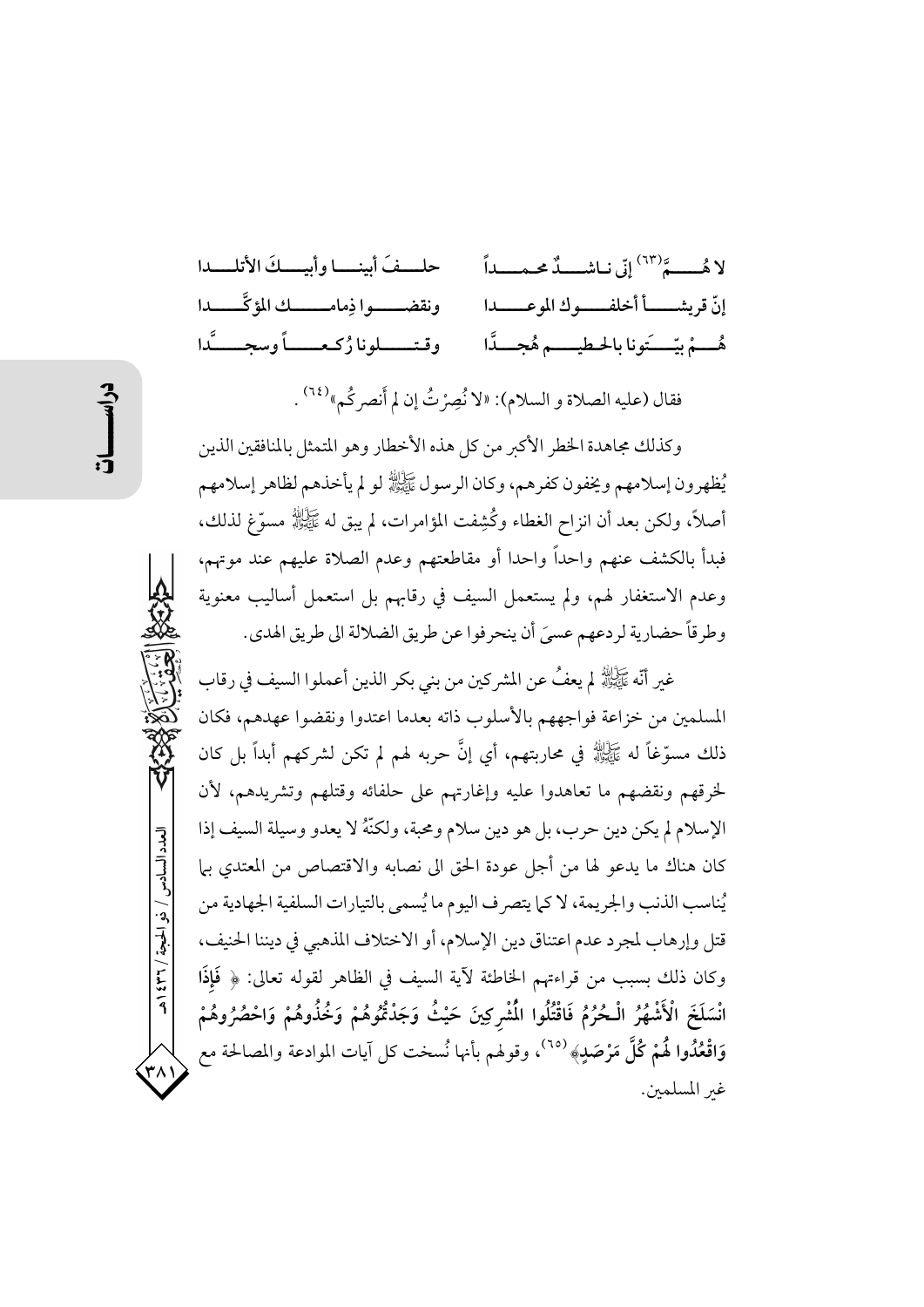لا هُـمَّ[٦٣] إنّي نـاشـدٌ محـمـداً  حلـفَ أبينـا وأبيـكَ الأتلـدا
إنّ قريشـاً أخلفـوك الموعـدا  ونقضـوا ذِمامـكَ المؤكَّـدا
هُـمْ بيّـتَونا بالحـطيـم هُجـدًّا  وقـتـلونا رُكـعـاً وسجـدًّا

فقال (عليه الصلاة و السلام): «لا نُصِرْتُ إن لم أَنصركُم»[٦٤].

وكذلك مجاهدة الخطر الأكبر من كل هذه الأخطار وهو المتمثل بالمنافقين الذين يُظهرون إسلامهم ويخفون كفرهم، وكان الرسول ﷺ لو لم يأخذهم لظاهر إسلامهم أصلاً، ولكن بعد أن انزاح الغطاء وكُشِفت المؤامرات، لم يبق له ﷺ مسوّغ لذلك، فبدأ بالكشف عنهم واحداً واحدا أو مقاطعتهم وعدم الصلاة عليهم عند موتهم، وعدم الاستغفار لهم، ولم يستعمل السيف في رقابهم بل استعمل أساليب معنوية وطرقاً حضارية لردعهم عسىَ أن ينحرفوا عن طريق الضلالة الى طريق الهدى.

غير أنّه ﷺ لم يعفُ عن المشركين من بني بكر الذين أعملوا السيف في رقاب المسلمين من خزاعة فواجههم بالأسلوب ذاته بعدما اعتدوا ونقضوا عهدهم، فكان ذلك مسوّغاً له ﷺ في محاربتهم، أي إنَّ حربه لهم لم تكن لشركهم أبداً بل كان لخرقهم ونقضهم ما تعاهدوا عليه وإغارتهم على حلفائه وقتلهم وتشريدهم، لأن الإسلام لم يكن دين حرب، بل هو دين سلام ومحبة، ولكنّهُ لا يعدو وسيلة السيف إذا كان هناك ما يدعو لها من أجل عودة الحق الى نصابه والاقتصاص من المعتدي بما يُناسب الذنب والجريمة، لا كما يتصرف اليوم ما يُسمى بالتيارات السلفية الجهادية من قتل وإرهاب لمجرد عدم اعتناق دين الإسلام، أو الاختلاف المذهبي في ديننا الحنيف، وكان ذلك بسبب من قراءتهم الخاطئة لآية السيف في الظاهر لقوله تعالى: ﴿ **فَإِذَا انْسَلَخَ الْأَشْهُرُ الْـحُرُمُ فَاقْتُلُوا الْمُشْرِكِينَ حَيْثُ وَجَدْتُمُوهُمْ وَخُذُوهُمْ وَاحْصُرُوهُمْ وَاقْعُدُوا لَهُمْ كُلَّ مَرْصَدٍ**﴾[٦٥]، وقولهم بأنها نُسخت كل آيات الموادعة والمصالحة مع غير المسلمين.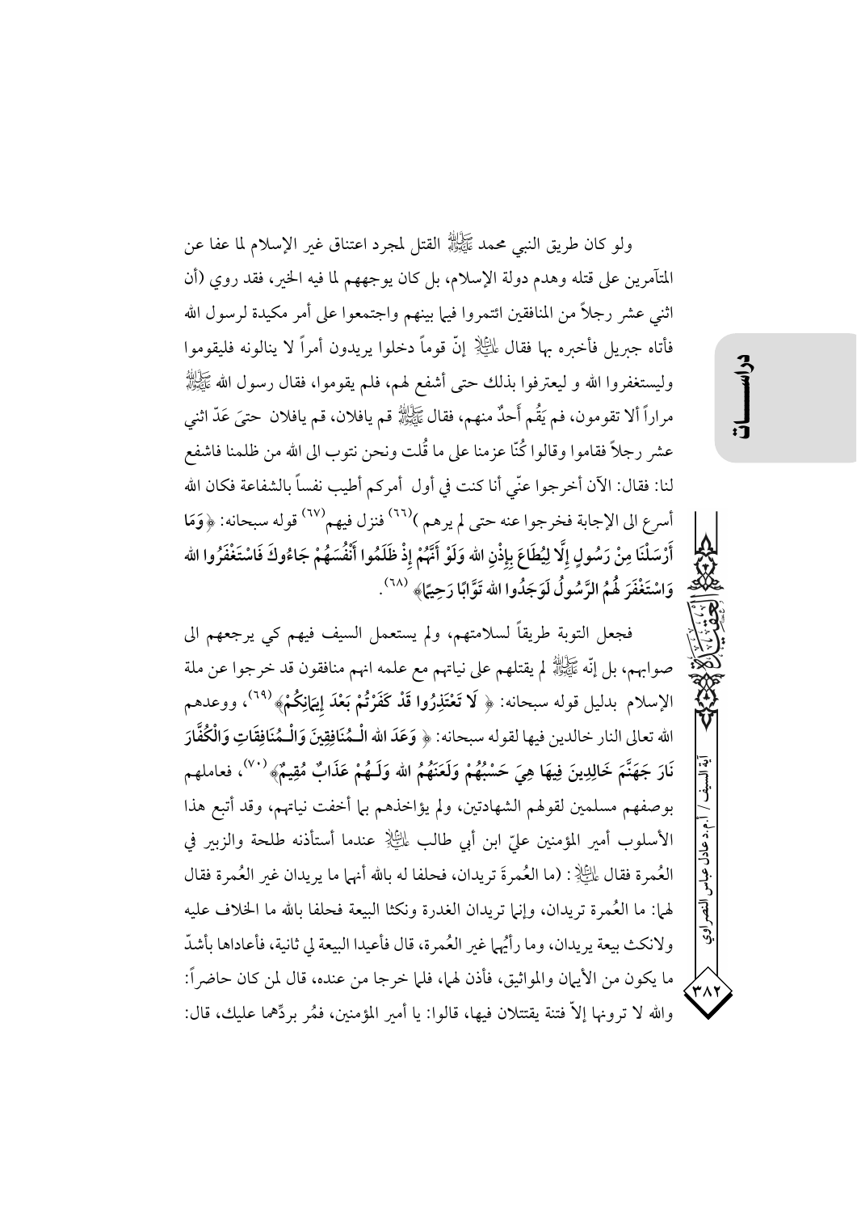ولو كان طريق النبي محمد ﷺ القتل لمجرد اعتناق غير الإسلام لما عفا عن المتآمرين على قتله وهدم دولة الإسلام، بل كان يوجههم لما فيه الخير، فقد روي (أن اثني عشر رجلاً من المنافقين ائتمروا فيما بينهم واجتمعوا على أمر مكيدة لرسول الله فأتاه جبريل فأخبره بها فقال عليه السلام إنّ قوماً دخلوا يريدون أمراً لا ينالونه فليقوموا وليستغفروا الله و ليعترفوا بذلك حتى أشفع لهم، فلم يقوموا، فقال رسول الله ﷺ مراراً ألا تقومون، فم يَقُم أَحدٌ منهم، فقال ﷺ قم يافلان، قم يافلان حتىَ عَدّ اثني عشر رجلاً فقاموا وقالوا كُنّا عزمنا على ما قُلت ونحن نتوب الى الله من ظلمنا فاشفع لنا: فقال: الآن أخرجوا عنّي أنا كنت في أول أمركم أطيب نفساً بالشفاعة فكان الله أسرع الى الإجابة فخرجوا عنه حتى لم يرهم )(٦٦) فنزل فيهم(٦٧) قوله سبحانه: ﴿وَمَا أَرْسَلْنَا مِنْ رَسُولٍ إِلَّا لِيُطَاعَ بِإِذْنِ الله وَلَوْ أَنَّهُمْ إِذْ ظَلَمُوا أَنْفُسَهُمْ جَاءُوكَ فَاسْتَغْفَرُوا الله وَاسْتَغْفَرَ لَهُمُ الرَّسُولُ لَوَجَدُوا الله تَوَّابًا رَحِيمًا﴾ (٦٨).

فجعل التوبة طريقاً لسلامتهم، ولم يستعمل السيف فيهم كي يرجعهم الى صوابهم، بل إنّه ﷺ لم يقتلهم على نياتهم مع علمه انهم منافقون قد خرجوا عن ملة الإسلام بدليل قوله سبحانه: ﴿لَا تَعْتَذِرُوا قَدْ كَفَرْتُمْ بَعْدَ إِيمَانِكُمْ﴾(٦٩)، ووعدهم الله تعالى النار خالدين فيها لقوله سبحانه: ﴿وَعَدَ الله الْـمُنَافِقِينَ وَالْـمُنَافِقَاتِ وَالْكُفَّارَ نَارَ جَهَنَّمَ خَالِدِينَ فِيهَا هِيَ حَسْبُهُمْ وَلَعَنَهُمُ الله وَلَـهُمْ عَذَابٌ مُقِيمٌ﴾(٧٠)، فعاملهم بوصفهم مسلمين لقولهم الشهادتين، ولم يؤاخذهم بما أخفت نياتهم، وقد أتبع هذا الأسلوب أمير المؤمنين عليّ ابن أبي طالب عليه السلام عندما أستأذنه طلحة والزبير في العُمرة فقال عليه السلام: (ما العُمرةَ تريدان، فحلفا له بالله أنهما ما يريدان غير العُمرة فقال لهما: ما العُمرة تريدان، وإنما تريدان الغدرة ونكثا البيعة فحلفا بالله ما الخلاف عليه ولانكث بيعة يريدان، وما رأيُهما غير العُمرة، قال فأعيدا البيعة لي ثانية، فأعاداها بأشدّ ما يكون من الأيمان والمواثيق، فأذن لهما، فلما خرجا من عنده، قال لمن كان حاضراً: والله لا ترونها إلاّ فتنة يقتتلان فيها، قالوا: يا أمير المؤمنين، فمُر بردّهما عليك، قال: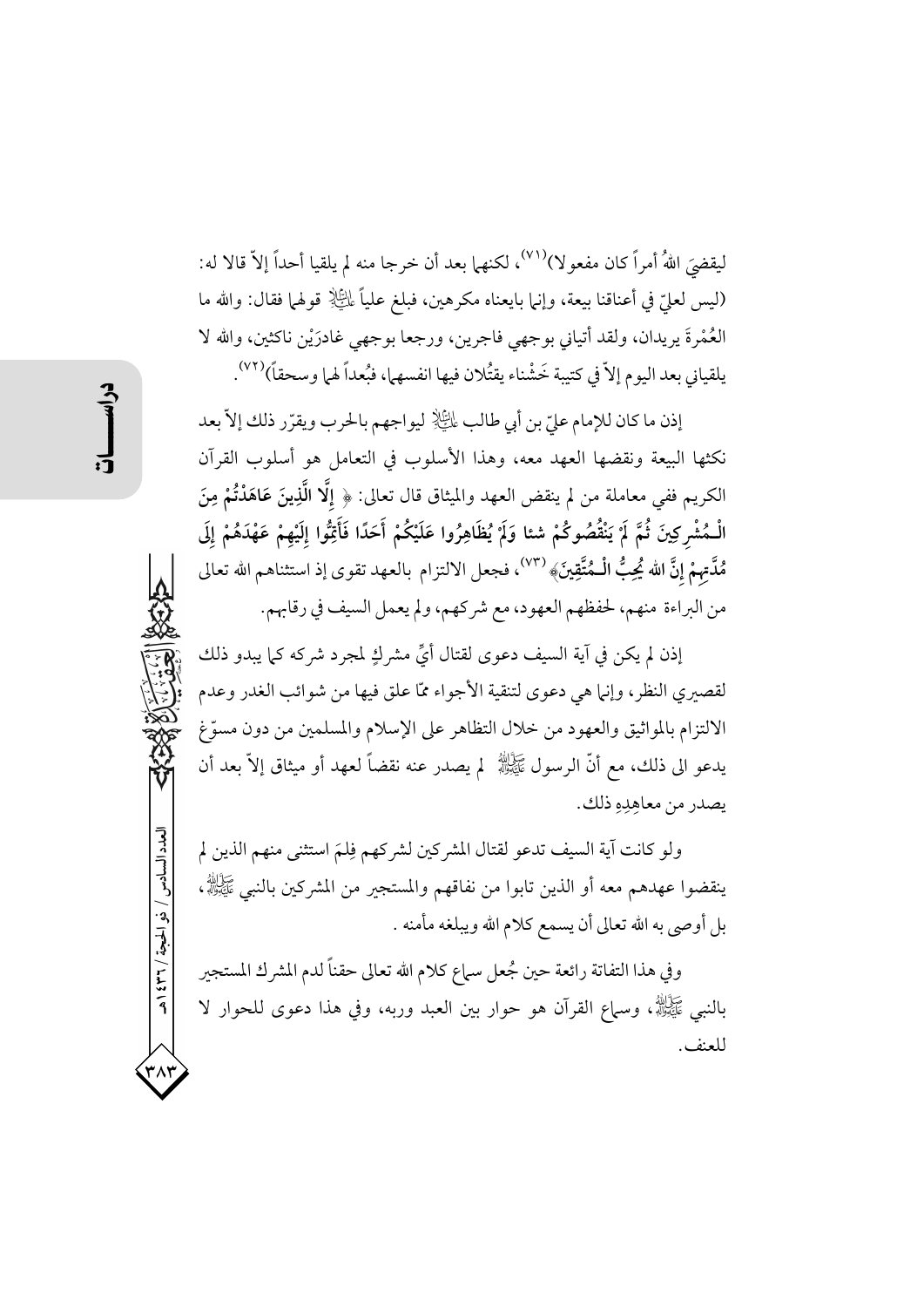ليقضيَ اللهُ أمراً كان مفعولا)[٧١]، لكنهما بعد أن خرجا منه لم يلقيا أحداً إلاّ قالا له: (ليس لعليّ في أعناقنا بيعة، وإنما بايعناه مكرهين، فبلغ علياً عليه السلام قولهما فقال: والله ما العُمْرةَ يريدان، ولقد أتياني بوجهي فاجرين، ورجعا بوجهي غادرَيْن ناكثين، والله لا يلقياني بعد اليوم إلاّ في كتيبة خَشْناء يقتُلان فيها انفسهما، فبُعداً لهما وسحقاً)[٧٢].

إذن ما كان للإمام عليّ بن أبي طالب عليه السلام ليواجههم بالحرب ويقرّر ذلك إلاّ بعد نكثها البيعة ونقضها العهد معه، وهذا الأسلوب في التعامل هو أسلوب القرآن الكريم ففي معاملة من لم ينقض العهد والميثاق قال تعالى: ﴿ **إِلَّا الَّذِينَ عَاهَدْتُمْ مِنَ الْـمُشْرِكِينَ ثُمَّ لَمْ يَنْقُصُوكُمْ شيْئا وَلَمْ يُظَاهِرُوا عَلَيْكُمْ أَحَدًا فَأَتِمُّوا إِلَيْهِمْ عَهْدَهُمْ إِلَى مُدَّتِهِمْ إِنَّ الله يُحِبُّ الْـمُتَّقِينَ** ﴾[٧٣]، فجعل الالتزام بالعهد تقوى إذ استثناهم الله تعالى من البراءة منهم، لحفظهم العهود، مع شركهم، ولم يعمل السيف في رقابهم.

إذن لم يكن في آية السيف دعوى لقتال أيِّ مشركٍ لمجرد شركه كما يبدو ذلك لقصيري النظر، وإنما هي دعوى لتنقية الأجواء ممّا علق فيها من شوائب الغدر وعدم الالتزام بالمواثيق والعهود من خلال التظاهر على الإسلام والمسلمين من دون مسوّغ يدعو الى ذلك، مع أنّ الرسول صلى الله عليه وآله لم يصدر عنه نقضاً لعهد أو ميثاق إلاّ بعد أن يصدر من معاهِدِهِ ذلك.

ولو كانت آية السيف تدعو لقتال المشركين لشركهم فِلمَ استثنى منهم الذين لم ينقضوا عهدهم معه أو الذين تابوا من نفاقهم والمستجير من المشركين بالنبي صلى الله عليه وآله، بل أوصى به الله تعالى أن يسمع كلام الله ويبلغه مأمنه .

وفي هذا التفاتة رائعة حين جُعل سماع كلام الله تعالى حقناً لدم المشرك المستجير بالنبي صلى الله عليه وآله، وسماع القرآن هو حوار بين العبد وربه، وفي هذا دعوى للحوار لا للعنف.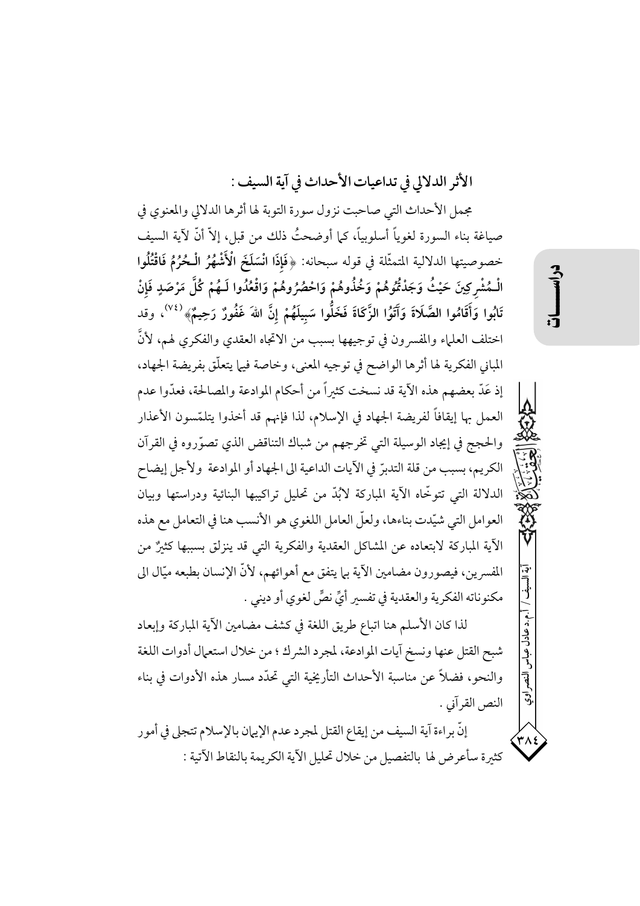## الأثر الدلالي في تداعيات الأحداث في آية السيف :

مجمل الأحداث التي صاحبت نزول سورة التوبة لها أثرها الدلالي والمعنوي في صياغة بناء السورة لغوياً أسلوبياً، كما أوضحتُ ذلك من قبل، إلاّ أنّ لآية السيف خصوصيتها الدلالية المتمثّلة في قوله سبحانه: ﴿**فَإِذَا انْسَلَخَ الْأَشْهُرُ الْحُرُمُ فَاقْتُلُوا الْمُشْرِكِينَ حَيْثُ وَجَدْتُمُوهُمْ وَخُذُوهُمْ وَاحْصُرُوهُمْ وَاقْعُدُوا لَهُمْ كُلَّ مَرْصَدٍ فَإِنْ تَابُوا وَأَقَامُوا الصَّلَاةَ وَآتَوُا الزَّكَاةَ فَخَلُّوا سَبِيلَهُمْ إِنَّ اللهَ غَفُورٌ رَحِيمٌ**﴾(٧٤)، وقد اختلف العلماء والمفسرون في توجيهها بسبب من الاتجاه العقدي والفكري لهم، لأنَّ المباني الفكرية لها أثرها الواضح في توجيه المعنى، وخاصة فيما يتعلّق بفريضة الجهاد، إذ عَدّ بعضهم هذه الآية قد نسخت كثيراً من أحكام الموادعة والمصالحة، فعدّوا عدم العمل بها إيقافاً لفريضة الجهاد في الإسلام، لذا فإنهم قد أخذوا يتلمّسون الأعذار والحجج في إيجاد الوسيلة التي تخرجهم من شباك التناقض الذي تصوّروه في القرآن الكريم، بسبب من قلة التدبّر في الآيات الداعية الى الجهاد أو الموادعة ولأجل إيضاح الدلالة التي تتوخّاه الآية المباركة لابُدّ من تحليل تراكيبها البنائية ودراستها وبيان العوامل التي شيّدت بناءها، ولعلّ العامل اللغوي هو الأنسب هنا في التعامل مع هذه الآية المباركة لابتعاده عن المشاكل العقدية والفكرية التي قد ينزلق بسببها كثيرٌ من المفسرين، فيصورون مضامين الآية بما يتفق مع أهوائهم، لأنّ الإنسان بطبعه ميّال الى مكنوناته الفكرية والعقدية في تفسير أيِّ نصٍّ لغوي أو ديني .

لذا كان الأسلم هنا اتباع طريق اللغة في كشف مضامين الآية المباركة وإبعاد شبح القتل عنها ونسخ آيات الموادعة، لمجرد الشرك ؛ من خلال استعمال أدوات اللغة والنحو، فضلاً عن مناسبة الأحداث التأريخية التي تحدّد مسار هذه الأدوات في بناء النص القرآني .

إنّ براءة آية السيف من إيقاع القتل لمجرد عدم الإيمان بالإسلام تتجلى في أمور كثيرة سأعرض لها بالتفصيل من خلال تحليل الآية الكريمة بالنقاط الآتية :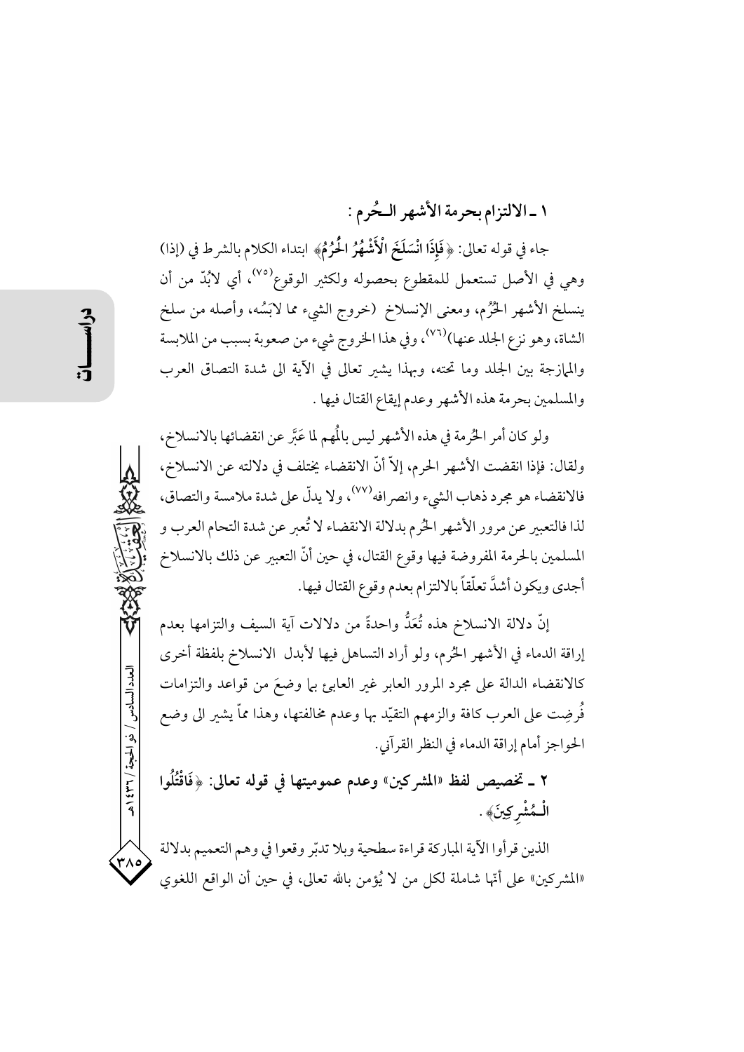### ١ ـ الالتزام بحرمة الأشهر الحُرم :

جاء في قوله تعالى: ﴿فَإِذَا انْسَلَخَ الْأَشْهُرُ الْحُرُمُ﴾ ابتداء الكلام بالشرط في (إذا) وهي في الأصل تستعمل للمقطوع بحصوله ولكثير الوقوع[٧٥]، أي لابُدّ من أن ينسلخ الأشهر الحُرُم، ومعنى الإنسلاخ (خروج الشيء مما لابَسُه، وأصله من سلخ الشاة، وهو نزع الجلد عنها)[٧٦]، وفي هذا الخروج شيء من صعوبة بسبب من الملابسة والممازجة بين الجلد وما تحته، وبهذا يشير تعالى في الآية الى شدة التصاق العرب والمسلمين بحرمة هذه الأشهر وعدم إيقاع القتال فيها .

ولو كان أمر الحُرمة في هذه الأشهر ليس بالُمهم لما عَبَّر عن انقضائها بالانسلاخ، ولقال: فإذا انقضت الأشهر الحرم، إلاّ أنّ الانقضاء يختلف في دلالته عن الانسلاخ، فالانقضاء هو مجرد ذهاب الشيء وانصرافه[٧٧]، ولا يدلّ على شدة ملامسة والتصاق، لذا فالتعبير عن مرور الأشهر الحُرم بدلالة الانقضاء لا تُعبر عن شدة التحام العرب و المسلمين بالحرمة المفروضة فيها وقوع القتال، في حين أنّ التعبير عن ذلك بالانسلاخ أجدى ويكون أشدَّ تعلّقاً بالالتزام بعدم وقوع القتال فيها.

إنّ دلالة الانسلاخ هذه تُعَدُّ واحدةً من دلالات آية السيف والتزامها بعدم إراقة الدماء في الأشهر الحُرم، ولو أراد التساهل فيها لأبدل الانسلاخ بلفظة أخرى كالانقضاء الدالة على مجرد المرور العابر غير العابئ بما وضعَ من قواعد والتزامات فُرِضت على العرب كافة والزمهم التقيّد بها وعدم مخالفتها، وهذا مماّ يشير الى وضع الحواجز أمام إراقة الدماء في النظر القرآني.

### ٢ ـ تخصيص لفظ «المشركين» وعدم عموميتها في قوله تعالى: ﴿فَاقْتُلُوا الْـمُشْرِكِينَ﴾ .

الذين قرأوا الآية المباركة قراءة سطحية وبلا تدبّر وقعوا في وهم التعميم بدلالة «المشركين» على أنّها شاملة لكل من لا يُؤمن بالله تعالى، في حين أن الواقع اللغوي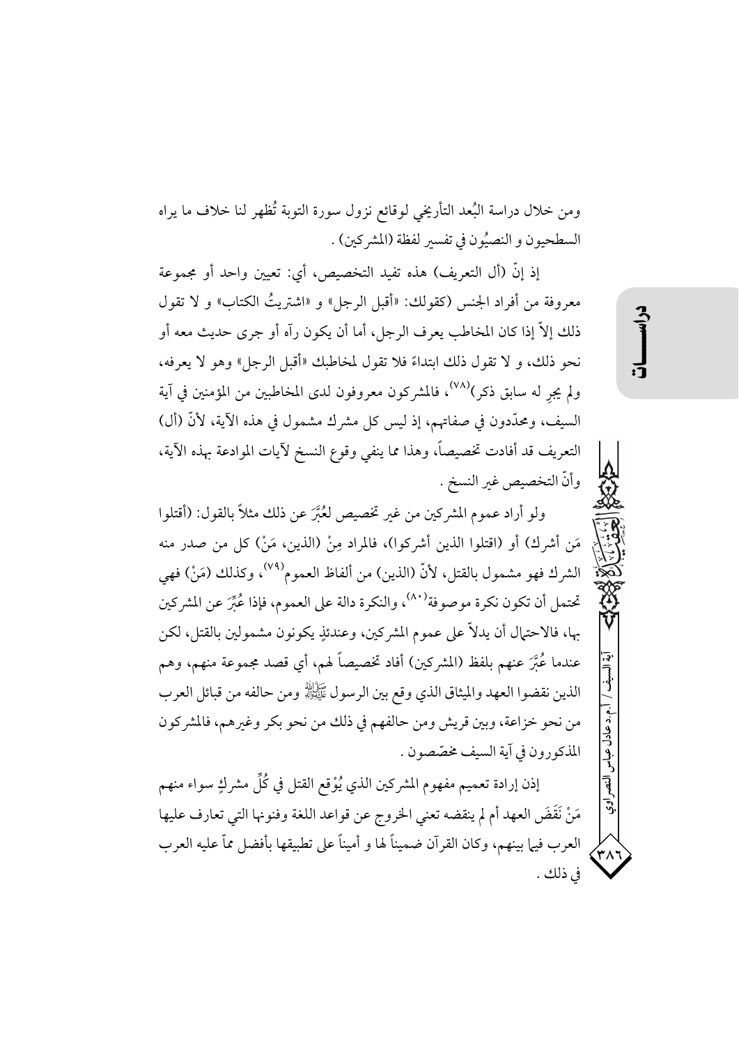ومن خلال دراسة البُعد التأريخي لوقائع نزول سورة التوبة تُظهر لنا خلاف ما يراه السطحيون و النصيُون في تفسير لفظة (المشركين) .

إذ إنّ (أل التعريف) هذه تفيد التخصيص، أي: تعيين واحد أو مجموعة معروفة من أفراد الجنس (كقولك: «أقبل الرجل» و «اشتريتُ الكتاب» و لا تقول ذلك إلاّ إذا كان المخاطب يعرف الرجل، أما أن يكون رآه أو جرى حديث معه أو نحو ذلك، و لا تقول ذلك ابتداءً فلا تقول لمخاطبك «أقبل الرجل» وهو لا يعرفه، ولم يجرِ له سابق ذكر)[٧٨]، فالمشركون معروفون لدى المخاطبين من المؤمنين في آية السيف، ومحدّدون في صفاتهم، إذ ليس كل مشرك مشمول في هذه الآية، لأنّ (أل) التعريف قد أفادت تخصيصاً، وهذا مما ينفي وقوع النسخ لآيات الموادعة بهذه الآية، وأنّ التخصيص غير النسخ .

ولو أراد عموم المشركين من غير تخصيص لعُبِّرَ عن ذلك مثلاً بالقول: (أقتلوا مَن أشرك) أو (اقتلوا الذين أشركوا)، فالمراد مِنْ (الذين، مَنْ) كل من صدر منه الشرك فهو مشمول بالقتل، لأنّ (الذين) من ألفاظ العموم[٧٩]، وكذلك (مَنْ) فهي تحتمل أن تكون نكرة موصوفة[٨٠]، والنكرة دالة على العموم، فإذا عُبِّرَ عن المشركين بها، فالاحتمال أن يدلاّ على عموم المشركين، وعندئذٍ يكونون مشمولين بالقتل، لكن عندما عُبِّرَ عنهم بلفظ (المشركين) أفاد تخصيصاً لهم، أي قصد مجموعة منهم، وهم الذين نقضوا العهد والميثاق الذي وقع بين الرسول ﷺ ومن حالفه من قبائل العرب من نحو خزاعة، وبين قريش ومن حالفهم في ذلك من نحو بكر وغيرهم، فالمشركون المذكورون في آية السيف مخصّصون .

إذن إرادة تعميم مفهوم المشركين الذي يُوْقع القتل في كُلِّ مشركٍ سواء منهم مَنْ نَقَضَ العهد أم لم ينقضه تعني الخروج عن قواعد اللغة وفنونها التي تعارف عليها العرب فيما بينهم، وكان القرآن ضميناً لها و أميناً على تطبيقها بأفضل مماّ عليه العرب في ذلك .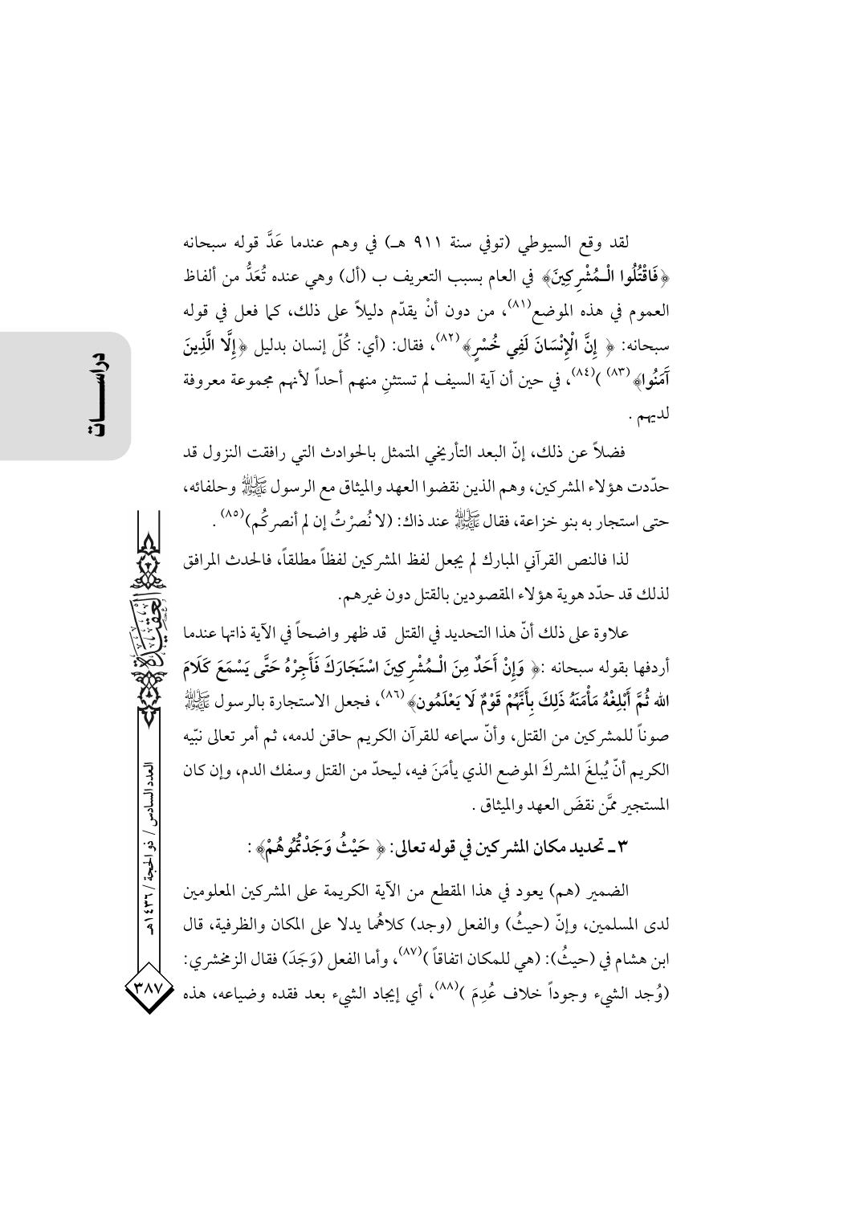لقد وقع السيوطي (توفي سنة ٩١١ هـ) في وهم عندما عَدَّ قوله سبحانه ﴿فَاقْتُلُوا الْـمُشْرِكِينَ﴾ في العام بسبب التعريف ب (أل) وهي عنده تُعَدُّ من ألفاظ العموم في هذه الموضع[٨١]، من دون أنْ يقدّم دليلاً على ذلك، كما فعل في قوله سبحانه: ﴿ إِنَّ الْإِنْسَانَ لَفِي خُسْرٍ﴾ [٨٢]، فقال: (أي: كُلّ إنسان بدليل ﴿إِلَّا الَّذِينَ آمَنُوا﴾ [٨٣] )[٨٤]، في حين أن آية السيف لم تستثنِ منهم أحداً لأنهم مجموعة معروفة لديهم .

فضلاً عن ذلك، إنّ البعد التأريخي المتمثل بالحوادث التي رافقت النزول قد حدّدت هؤلاء المشركين، وهم الذين نقضوا العهد والميثاق مع الرسول ﷺ وحلفائه، حتى استجار به بنو خزاعة، فقال ﷺ عند ذاك: (لا نُصرْتُ إن لم أنصركُم)[٨٥] .

لذا فالنص القرآني المبارك لم يجعل لفظ المشركين لفظاً مطلقاً، فالحدث المرافق لذلك قد حدّد هوية هؤلاء المقصودين بالقتل دون غيرهم.

علاوة على ذلك أنّ هذا التحديد في القتل قد ظهر واضحاً في الآية ذاتها عندما أردفها بقوله سبحانه :﴿ وَإِنْ أَحَدٌ مِنَ الْـمُشْرِكِينَ اسْتَجَارَكَ فَأَجِرْهُ حَتَّى يَسْمَعَ كَلَامَ اللهِ ثُمَّ أَبْلِغْهُ مَأْمَنَهُ ذَلِكَ بِأَنَّهُمْ قَوْمٌ لَا يَعْلَمُونَ﴾ [٨٦]، فجعل الاستجارة بالرسول ﷺ صوناً للمشركين من القتل، وأنّ سماعه للقرآن الكريم حاقن لدمه، ثم أمر تعالى نبيّه الكريم أنّ يُبلغَ المشركَ الموضع الذي يأمَنَ فيه، ليحدّ من القتل وسفك الدم، وإن كان المستجير ممَّن نقضَ العهد والميثاق .

### ٣ـ تحديد مكان المشركين في قوله تعالى: ﴿ حَيْثُ وَجَدْتُمُوهُمْ﴾ :

الضمير (هم) يعود في هذا المقطع من الآية الكريمة على المشركين المعلومين لدى المسلمين، وإنّ (حيثُ) والفعل (وجد) كلاهُما يدلا على المكان والظرفية، قال ابن هشام في (حيثُ): (هي للمكان اتفاقاً )[٨٧]، وأما الفعل (وَجَدَ) فقال الزمخشري: (وُجد الشيء وجوداً خلاف عُدِمَ )[٨٨]، أي إيجاد الشيء بعد فقده وضياعه، هذه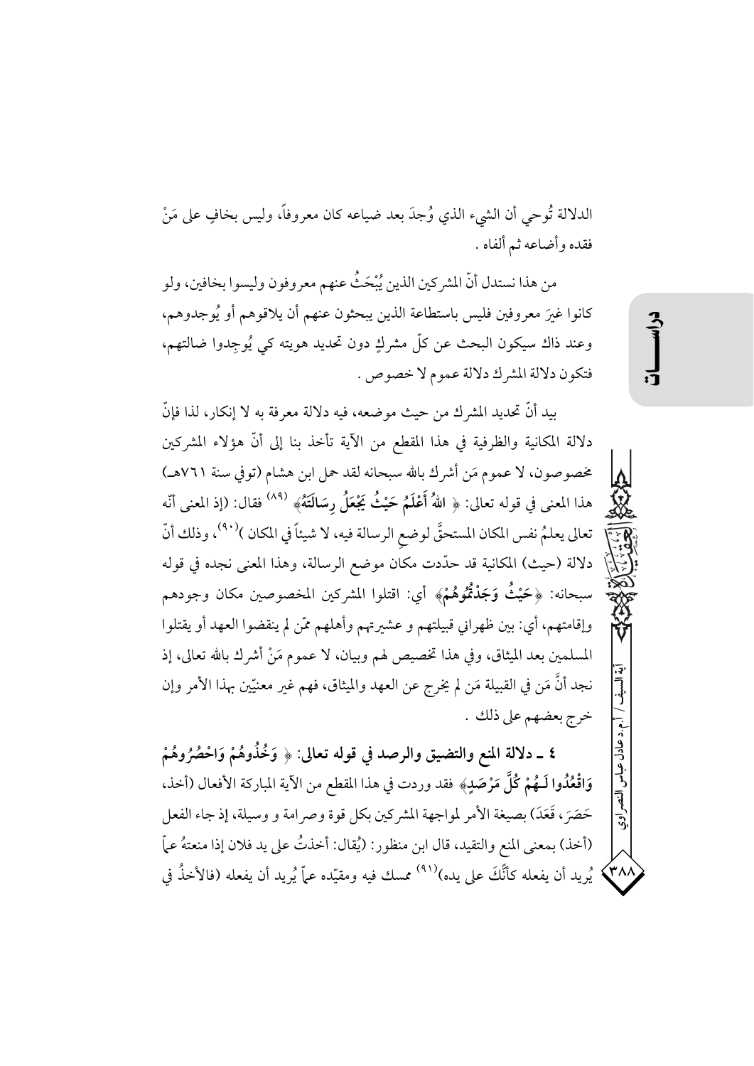الدلالة تُوحي أن الشيء الذي وُجدَ بعد ضياعه كان معروفاً، وليس بخافٍ على مَنْ فقده وأضاعه ثم ألفاه .

من هذا نستدل أنّ المشركين الذين يُبْحَثُ عنهم معروفون وليسوا بخافين، ولو كانوا غيرَ معروفين فليس باستطاعة الذين يبحثون عنهم أن يلاقوهم أو يُوجِدوهم، وعند ذاك سيكون البحث عن كلّ مشركٍ دون تحديد هويته كي يُوجِدوا ضالتهم، فتكون دلالة المشرك دلالة عموم لا خصوص .

بيد أنّ تحديد المشرك من حيث موضعه، فيه دلالة معرفة به لا إنكار، لذا فإنّ دلالة المكانية والظرفية في هذا المقطع من الآية تأخذ بنا إلى أنّ هؤلاء المشركين مخصوصون، لا عموم مَن أشرك بالله سبحانه لقد حمل ابن هشام (توفي سنة ٧٦١هـ) هذا المعنى في قوله تعالى: ﴿ **اللهُ أَعْلَمُ حَيْثُ يَجْعَلُ رِسَالَتَهُ** ﴾ [٨٩] فقال: (إذ المعنى أنّه تعالى يعلمُ نفس المكان المستحقّ لوضعِ الرسالة فيه، لا شيئاً في المكان )[٩٠]، وذلك أنّ دلالة (حيث) المكانية قد حدّدت مكان موضع الرسالة، وهذا المعنى نجده في قوله سبحانه: ﴿ **حَيْثُ وَجَدْتُمُوهُمْ** ﴾ أي: اقتلوا المشركين المخصوصين مكان وجودهم وإقامتهم، أي: بين ظهراني قبيلتهم و عشيرتهم وأهلهم ممّن لم ينقضوا العهد أو يقتلوا المسلمين بعد الميثاق، وفي هذا تخصيص لهم وبيان، لا عموم مَنْ أشرك بالله تعالى، إذ نجد أنَّ مَن في القبيلة مَن لم يخرج عن العهد والميثاق، فهم غير معنيّين بهذا الأمر وإن خرج بعضهم على ذلك .

**٤ ـ دلالة المنع والتضييق والرصد في قوله تعالى: ﴿ وَخُذُوهُمْ وَاحْصُرُوهُمْ وَاقْعُدُوا لَـهُمْ كُلَّ مَرْصَدٍ ﴾** فقد وردت في هذا المقطع من الآية المباركة الأفعال (أخذ، حَصَرَ، قَعَدَ) بصيغة الأمر لمواجهة المشركين بكل قوة وصرامة و وسيلة، إذ جاء الفعل (أخذ) بمعنى المنع والتقيد، قال ابن منظور: (يُقال: أخذتُ على يد فلان إذا منعتهُ عمّا يُريد أن يفعله كأنَّكَ على يده)[٩١] ممسك فيه ومقيّده عمّا يُريد أن يفعله (فالأخذُ في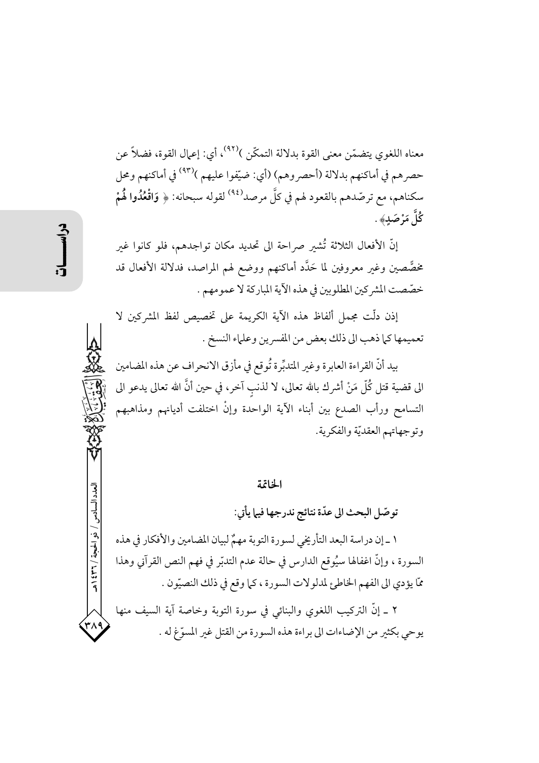معناه اللغوي يتضمّن معنى القوة بدلالة التمكّن )[٩٢]، أي: إعمال القوة، فضلاً عن حصرهم في أماكنهم بدلالة (أحصروهم) (أي: ضيّقوا عليهم )[٩٣] في أماكنهم ومحل سكناهم، مع ترصّدهم بالقعود لهم في كلّ مرصد[٩٤] لقوله سبحانه: ﴿ **وَاقْعُدُوا لَهُمْ كُلَّ مَرْصَدٍ**﴾ .

إنّ الأفعال الثلاثة تُشير صراحة الى تحديد مكان تواجدهم، فلو كانوا غير مخصَّصين وغير معروفين لما حَدَّد أماكنهم ووضع لهم المراصد، فدلالة الأفعال قد خصّصت المشركين المطلوبين في هذه الآية المباركة لا عمومهم .

إذن دلّت مجمل ألفاظ هذه الآية الكريمة على تخصيص لفظ المشركين لا تعميمها كما ذهب الى ذلك بعض من المفسرين وعلماء النسخ .

بيد أنّ القراءة العابرة وغير المتدبِّرة تُوقع في مأزق الانحراف عن هذه المضامين الى قضية قتل كُلّ مَنْ أشرك بالله تعالى، لا لذنبٍ آخر، في حين أنَّ الله تعالى يدعو الى التسامح ورأب الصدع بين أبناء الآية الواحدة وإنْ اختلفت أديانهم ومذاهبهم وتوجهاتهم العقديّة والفكرية.

## الخاتمة

**توصّل البحث الى عدّة نتائج ندرجها فيما يأتي:**

١ ـ إن دراسة البعد التأريخي لسورة التوبة مهمٌ لبيان المضامين والأفكار في هذه السورة ، وإنّ اغفالها سيُوقع الدارس في حالة عدم التدبّر في فهم النص القرآني وهذا ممّا يؤدي الى الفهم الخاطئ لمدلولات السورة ، كما وقع في ذلك النصيّون .

٢ ـ إنّ التركيب اللغوي والبنائي في سورة التوبة وخاصة آية السيف منها يوحي بكثير من الإضاءات الى براءة هذه السورة من القتل غير المسوّغ له .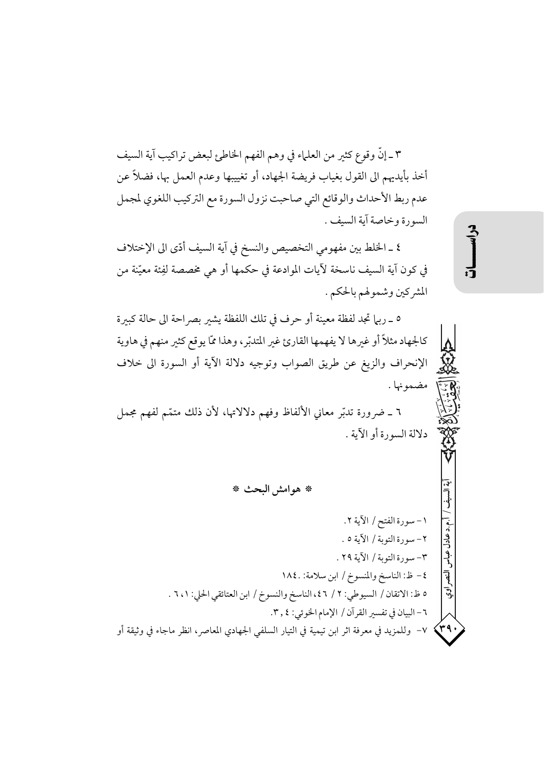٣ ـ إنّ وقوع كثير من العلماء في وهم الفهم الخاطئ لبعض تراكيب آية السيف أخذ بأيديهم الى القول بغياب فريضة الجهاد، أو تغييبها وعدم العمل بها، فضلاً عن عدم ربط الأحداث والوقائع التي صاحبت نزول السورة مع التركيب اللغوي لمجمل السورة وخاصة آية السيف .

٤ ـ الخلط بين مفهومي التخصيص والنسخ في آية السيف أدّى الى الإختلاف في كون آية السيف ناسخة لآيات الموادعة في حكمها أو هي مخصصة لفِئة معيّنة من المشركين وشمولهم بالحكم .

٥ ـ ربما تجد لفظة معينة أو حرف في تلك اللفظة يشير بصراحة الى حالة كبيرة كالجهاد مثلاً أو غيرها لا يفهمها القارئ غير المتدبّر، وهذا ممّا يوقع كثير منهم في هاوية الإنحراف والزيغ عن طريق الصواب وتوجيه دلالة الآية أو السورة الى خلاف مضمونها .

٦ ـ ضرورة تدبّر معاني الألفاظ وفهم دلالاتها، لأن ذلك متمّم لفهم مجمل دلالة السورة أو الآية .

**\* هوامش البحث \***

١- سورة الفتح / الآية ٢.

٢- سورة التوبة / الآية ٥ .

٣- سورة التوبة / الآية ٢٩ .

٤- ظ: الناسخ والمنسوخ / ابن سلامة: .١٨٤

٥ ظ: الاتقان / السيوطي: ٢ / ٤٦، الناسخ والنسوخ / ابن العتائقي الحلي: ١، ٦ .

٦- البيان في تفسير القرآن / الإمام الخوئي: ٤ , ٣.

٧- وللمزيد في معرفة اثر ابن تيمية في التيار السلفي الجهادي المعاصر، انظر ماجاء في وثيقة أو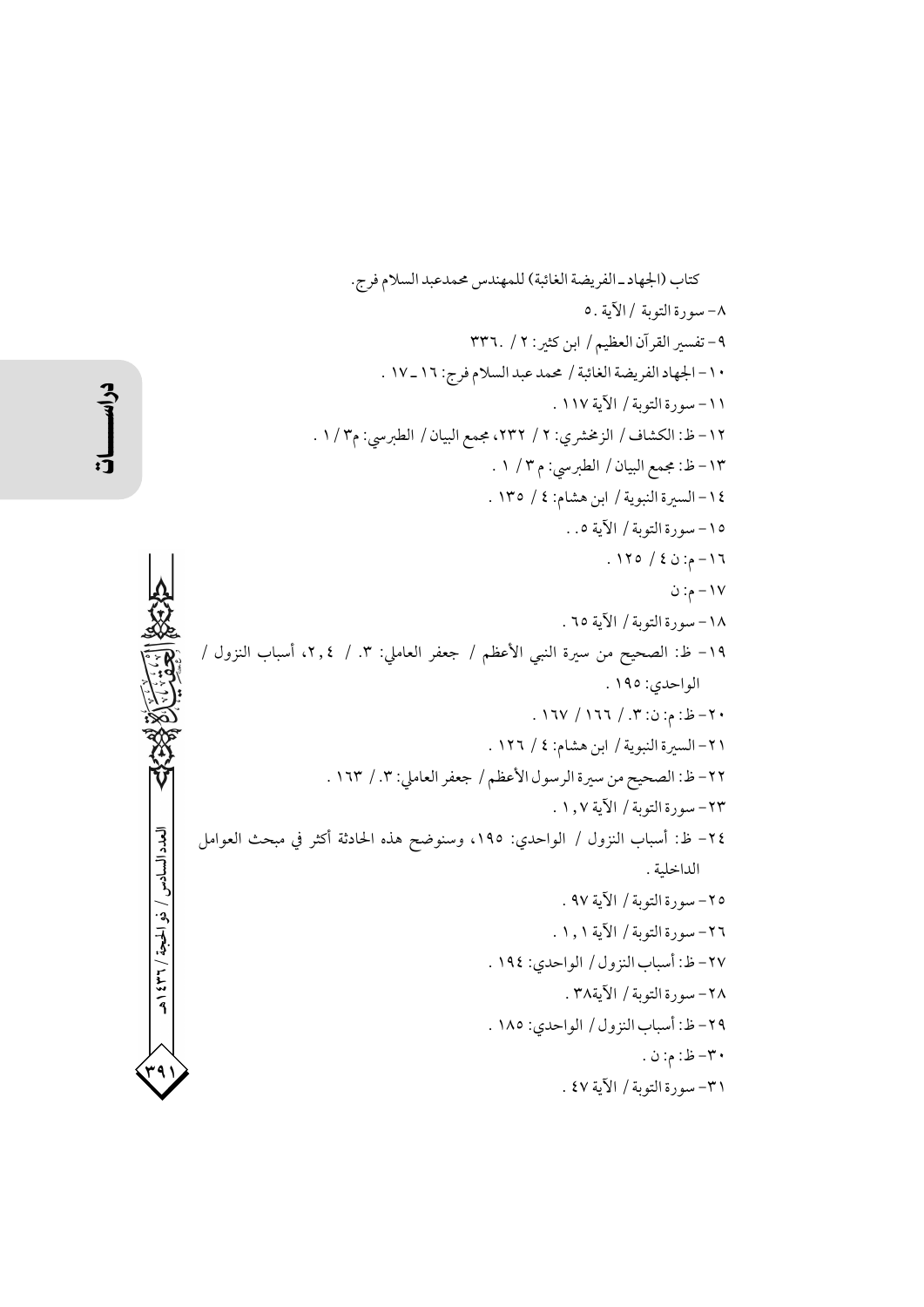كتاب (الجهاد ـ الفريضة الغائبة) للمهندس محمدعبد السلام فرج.

٨- سورة التوبة / الآية ٥.

٩- تفسير القرآن العظيم / ابن كثير: ٢ / ٣٣٦.

١٠- الجهاد الفريضة الغائبة / محمد عبد السلام فرج: ١٦ ـ ١٧ .

١١- سورة التوبة / الآية ١١٧ .

١٢- ظ: الكشاف / الزمخشري: ٢ / ٢٣٢، مجمع البيان / الطبرسي: م٣ / ١ .

١٣- ظ: مجمع البيان / الطبرسي: م٣ / ١ .

١٤- السيرة النبوية / ابن هشام: ٤ / ١٣٥ .

١٥- سورة التوبة / الآية ٥. .

١٦- م: ن ٤ / ١٢٥ .

١٧- م: ن

١٨- سورة التوبة / الآية ٦٥ .

١٩- ظ: الصحيح من سيرة النبي الأعظم / جعفر العاملي: ٣. / ٤, ٢، أسباب النزول / الواحدي: ١٩٥ .

٢٠- ظ: م: ن: ٣. / ١٦٦ / ١٦٧ .

٢١- السيرة النبوية / ابن هشام: ٤ / ١٢٦ .

٢٢- ظ: الصحيح من سيرة الرسول الأعظم / جعفر العاملي: ٣. / ١٦٣ .

٢٣- سورة التوبة / الآية ١, ٧ .

٢٤- ظ: أسباب النزول / الواحدي: ١٩٥، وسنوضح هذه الحادثة أكثر في مبحث العوامل الداخلية .

٢٥- سورة التوبة / الآية ٩٧ .

٢٦- سورة التوبة / الآية ١, ١ .

٢٧- ظ: أسباب النزول / الواحدي: ١٩٤ .

٢٨- سورة التوبة / الآية٣٨ .

٢٩- ظ: أسباب النزول / الواحدي: ١٨٥ .

٣٠- ظ: م: ن .

٣١- سورة التوبة / الآية ٤٧ .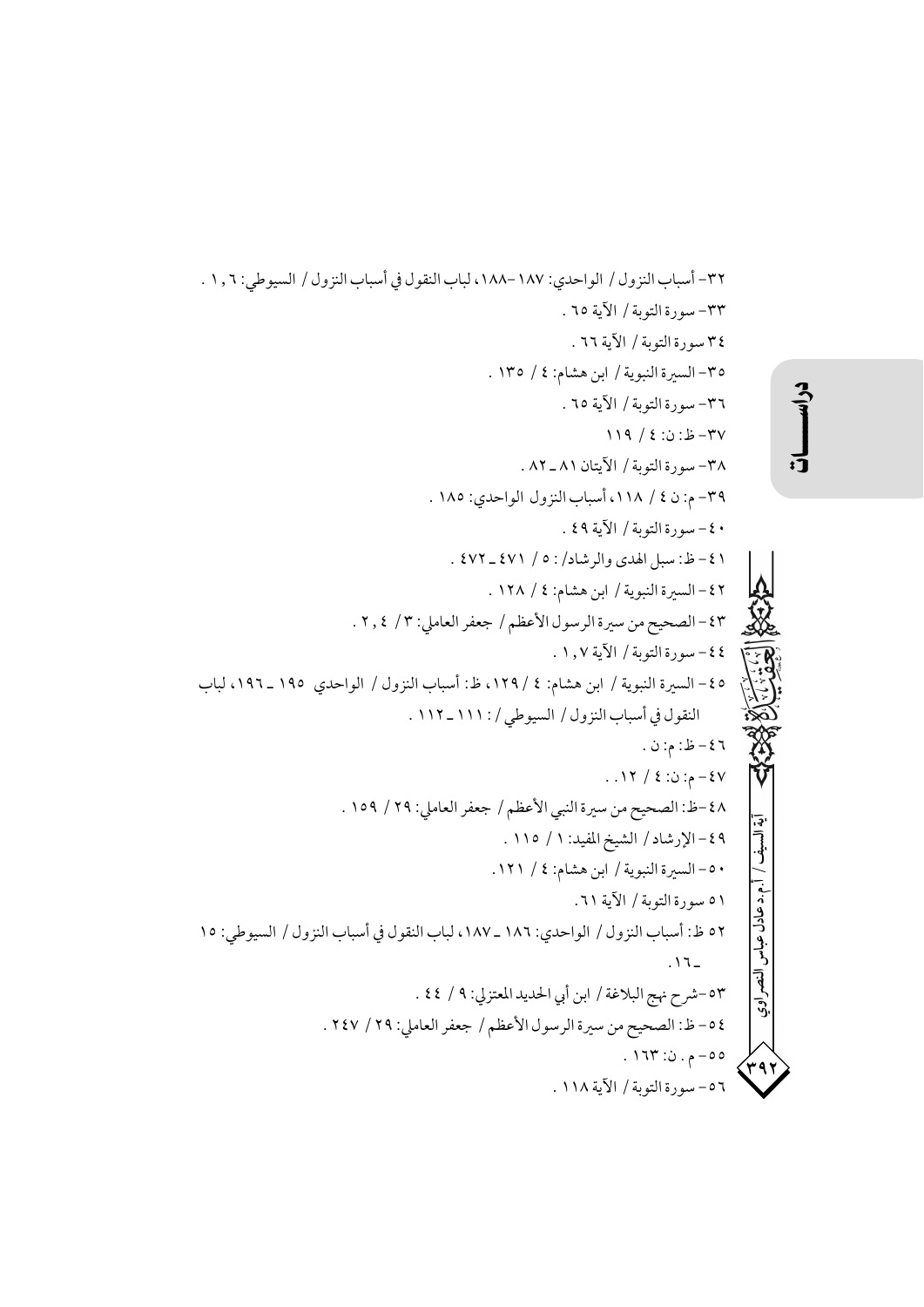٣٢- أسباب النزول / الواحدي: ١٨٧-١٨٨، لباب النقول في أسباب النزول / السيوطي: ١,٦ .

٣٣- سورة التوبة / الآية ٦٥ .

٣٤ سورة التوبة / الآية ٦٦ .

٣٥- السيرة النبوية / ابن هشام: ٤ / ١٣٥ .

٣٦- سورة التوبة / الآية ٦٥ .

٣٧- ظ: ن: ٤ / ١١٩

٣٨- سورة التوبة / الآيتان ٨١ ـ ٨٢ .

٣٩- م: ن ٤ / ١١٨، أسباب النزول الواحدي: ١٨٥ .

٤٠- سورة التوبة / الآية ٤٩ .

٤١- ظ: سبل الهدى والرشاد/ : ٥ / ٤٧١ ـ ٤٧٢ .

٤٢- السيرة النبوية / ابن هشام: ٤ / ١٢٨ .

٤٣- الصحيح من سيرة الرسول الأعظم / جعفر العاملي: ٣/ ٤, ٢ .

٤٤- سورة التوبة / الآية ١,٧ .

٤٥- السيرة النبوية / ابن هشام: ٤ / ١٢٩، ظ: أسباب النزول / الواحدي ١٩٥ ـ ١٩٦، لباب النقول في أسباب النزول / السيوطي / : ١١١ ـ ١١٢ .

٤٦- ظ: م: ن .

٤٧- م: ن: ٤ / ١٢ . .

٤٨-ظ: الصحيح من سيرة النبي الأعظم / جعفر العاملي: ٢٩ / ١٥٩ .

٤٩- الإرشاد / الشيخ المفيد: ١ / ١١٥ .

٥٠- السيرة النبوية / ابن هشام: ٤ / ١٢١.

٥١ سورة التوبة / الآية ٦١.

٥٢ ظ: أسباب النزول / الواحدي: ١٨٦ ـ ١٨٧، لباب النقول في أسباب النزول / السيوطي: ١٥ ـ ١٦.

٥٣-شرح نهج البلاغة / ابن أبي الحديد المعتزلي: ٩ / ٤٤ .

٥٤- ظ: الصحيح من سيرة الرسول الأعظم / جعفر العاملي: ٢٩ / ٢٤٧ .

٥٥- م . ن: ١٦٣ .

٥٦- سورة التوبة / الآية ١١٨ .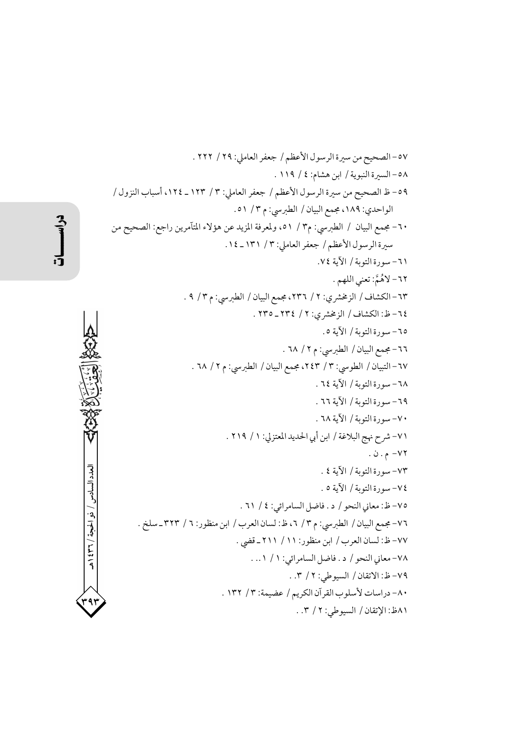٥٧- الصحيح من سيرة الرسول الأعظم / جعفر العاملي: ٢٩ / ٢٢٢ .

٥٨- السيرة النبوية / ابن هشام: ٤ / ١١٩ .

٥٩- ظ الصحيح من سيرة الرسول الأعظم / جعفر العاملي: ٣ / ١٢٣ ـ ١٢٤، أسباب النزول / الواحدي: ١٨٩، مجمع البيان / الطبرسي: م ٣ / ٥١ .

٦٠- مجمع البيان / الطبرسي: م٣ / ٥١، ولمعرفة المزيد عن هؤلاء المتآمرين راجع: الصحيح من سيرة الرسول الأعظم / جعفر العاملي: ٣ / ١٣١ ـ ١٤ .

٦١- سورة التوبة / الآية ٧٤.

٦٢- لاهُمَّ: تعني اللهم .

٦٣- الكشاف / الزمخشري: ٢ / ٢٣٦، مجمع البيان / الطبرسي: م٣ / ٩ .

٦٤- ظ: الكشاف / الزمخشري: ٢ / ٢٣٤ ـ ٢٣٥ .

٦٥- سورة التوبة / الآية ٥.

٦٦- مجمع البيان / الطبرسي: م ٢ / ٦٨ .

٦٧- التبيان / الطوسي: ٣ / ٢٤٣، مجمع البيان / الطبرسي: م ٢ / ٦٨ .

٦٨- سورة التوبة / الآية ٦٤ .

٦٩- سورة التوبة / الآية ٦٦ .

٧٠- سورة التوبة / الآية ٦٨ .

٧١- شرح نهج البلاغة / ابن أبي الحديد المعتزلي: ١ / ٢١٩ .

٧٢- م . ن .

٧٣- سورة التوبة / الآية ٤ .

٧٤- سورة التوبة / الآية ٥ .

٧٥- ظ: معاني النحو / د . فاضل السامرائي: ٤ / ٦١ .

٧٦- مجمع البيان / الطبرسي: م ٣ / ٦، ظ: لسان العرب / ابن منظور: ٦ / ٣٢٣ ـ سلخ .

٧٧- ظ: لسان العرب / ابن منظور: ١١ / ٢١١ ـ قضي .

٧٨- معاني النحو / د . فاضل السامرائي: ١ / ١٠ . .

٧٩- ظ: الاتقان / السيوطي: ٢ / ٣ . .

٨٠- دراسات لأسلوب القرآن الكريم / عضيمة: ٣ / ١٣٢ .

٨١ظ: الإتقان / السيوطي: ٢ / ٣ . .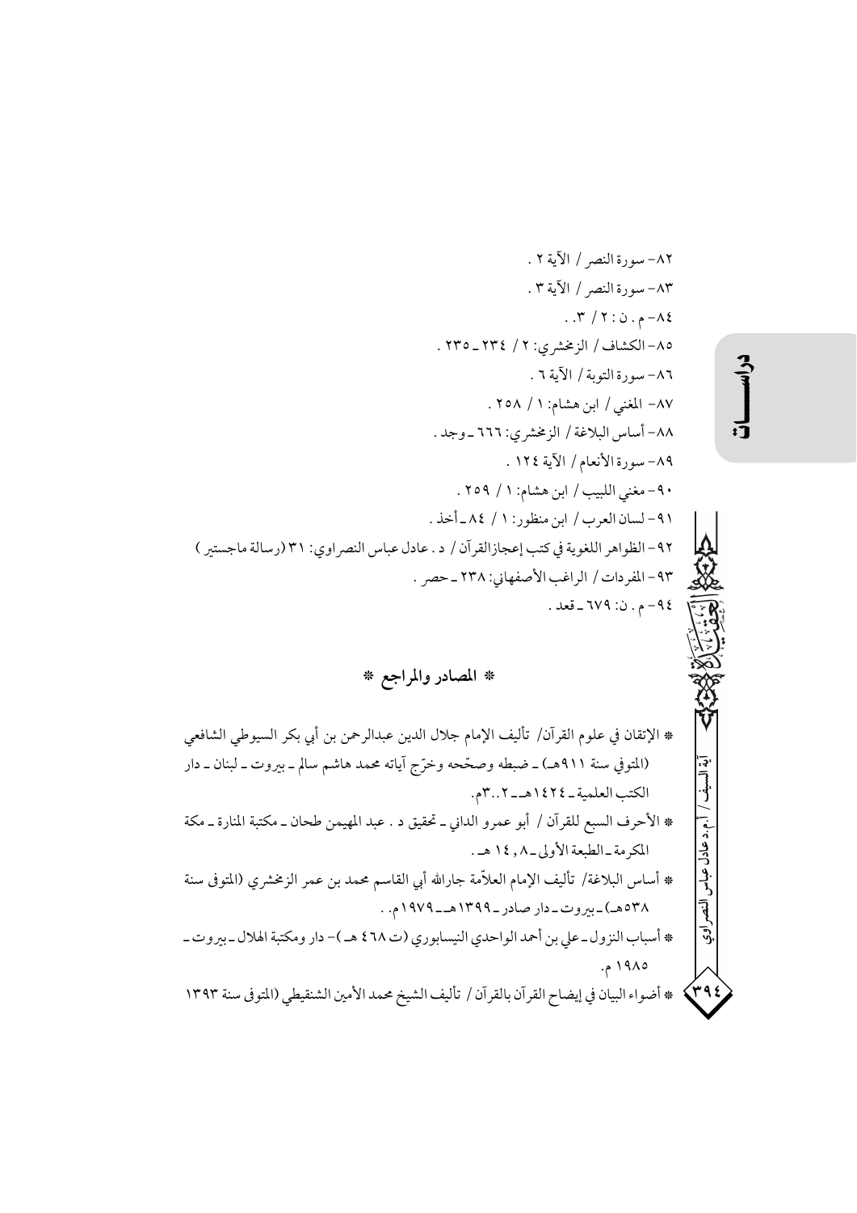٨٢- سورة النصر / الآية ٢ .

٨٣- سورة النصر / الآية ٣ .

٨٤- م . ن : ٢ / ٣. .

٨٥- الكشاف / الزمخشري: ٢ / ٢٣٤ ـ ٢٣٥ .

٨٦- سورة التوبة / الآية ٦ .

٨٧- المغني / ابن هشام: ١ / ٢٥٨ .

٨٨- أساس البلاغة / الزمخشري: ٦٦٦ ـ وجد .

٨٩- سورة الأنعام / الآية ١٢٤ .

٩٠- مغني اللبيب / ابن هشام: ١ / ٢٥٩ .

٩١- لسان العرب / ابن منظور: ١ / ٨٤ ـ أخذ .

٩٢- الظواهر اللغوية في كتب إعجاز القرآن / د . عادل عباس النصراوي: ٣١ (رسالة ماجستير)

٩٣- المفردات / الراغب الأصفهاني: ٢٣٨ ـ حصر .

٩٤- م . ن: ٦٧٩ ـ قعد .

## * المصادر والمراجع *

* الإتقان في علوم القرآن/ تأليف الإمام جلال الدين عبدالرحمن بن أبي بكر السيوطي الشافعي (المتوفى سنة ٩١١هـ) ـ ضبطه وصحّحه وخرّج آياته محمد هاشم سالم ـ بيروت ـ لبنان ـ دار الكتب العلمية ـ ١٤٢٤هـ ـ ٢..٣م.

* الأحرف السبع للقرآن / أبو عمرو الداني ـ تحقيق د . عبد المهيمن طحان ـ مكتبة المنارة ـ مكة المكرمة ـ الطبعة الأولى ـ ١٤٠٨ هـ .

* أساس البلاغة/ تأليف الإمام العلاّمة جارالله أبي القاسم محمد بن عمر الزمخشري (المتوفى سنة ٥٣٨هـ) ـ بيروت ـ دار صادر ـ ١٣٩٩هـ ـ ١٩٧٩م. .

* أسباب النزول ـ علي بن أحمد الواحدي النيسابوري (ت ٤٦٨ هـ)- دار ومكتبة الهلال ـ بيروت ـ ١٩٨٥ م.

* أضواء البيان في إيضاح القرآن بالقرآن / تأليف الشيخ محمد الأمين الشنقيطي (المتوفى سنة ١٣٩٣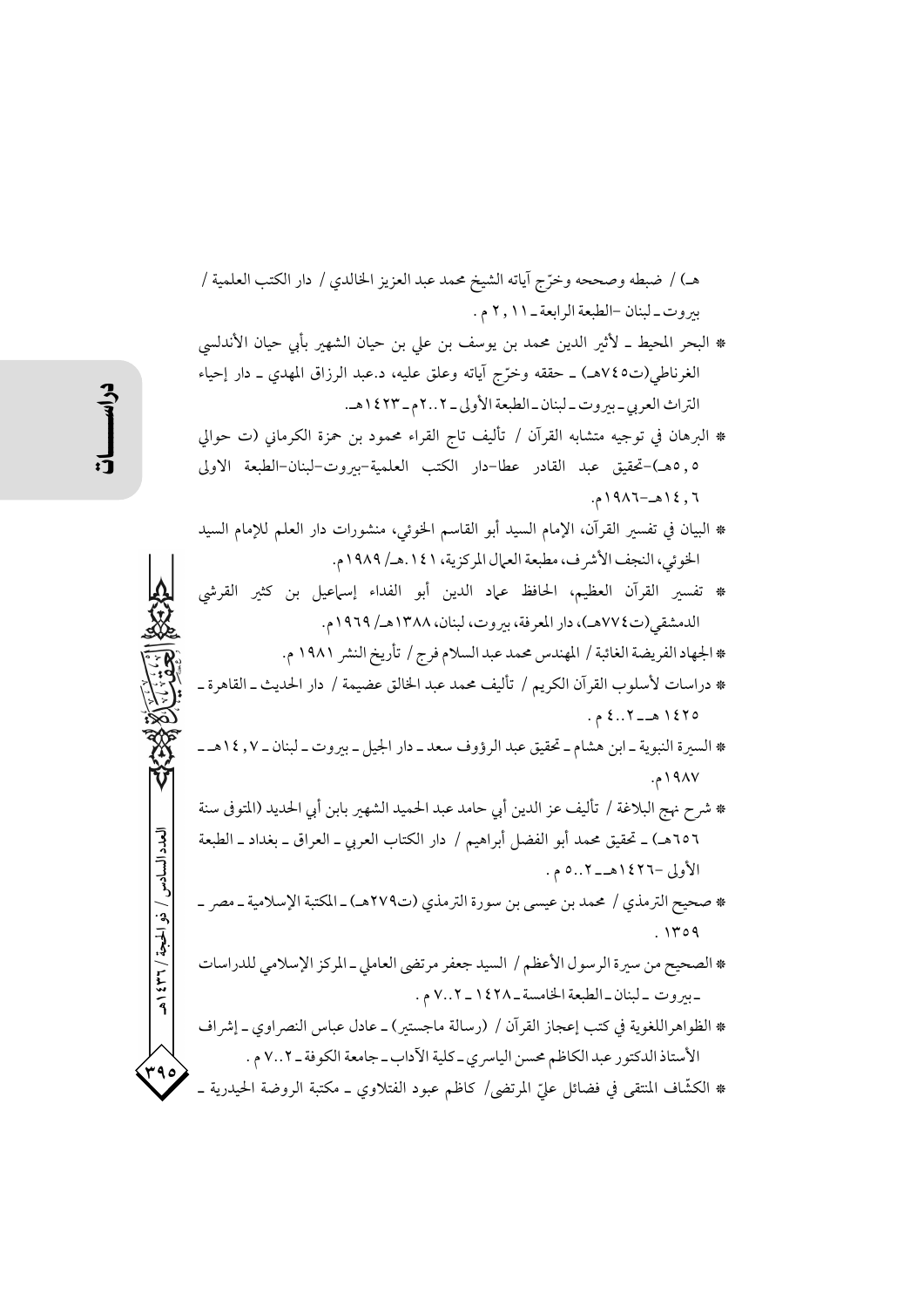هـ) / ضبطه وصححه وخرّج آياته الشيخ محمد عبد العزيز الخالدي / دار الكتب العلمية / بيروت ـ لبنان -الطبعة الرابعة ـ ٢٠١١ م .

* البحر المحيط ـ لأثير الدين محمد بن يوسف بن علي بن حيان الشهير بأبي حيان الأندلسي الغرناطي(ت٧٤٥هـ) ـ حققه وخرّج آياته وعلق عليه، د.عبد الرزاق المهدي ـ دار إحياء التراث العربي ـ بيروت ـ لبنان ـ الطبعة الأولى ـ ٢٠٠٢م ـ ١٤٢٣هـ.

* البرهان في توجيه متشابه القرآن / تأليف تاج القراء محمود بن حمزة الكرماني (ت حوالي ٥٠٥هـ)-تحقيق عبد القادر عطا-دار الكتب العلمية-بيروت-لبنان-الطبعة الاولى ١٤٠٦هـ-١٩٨٦م.

* البيان في تفسير القرآن، الإمام السيد أبو القاسم الخوئي، منشورات دار العلم للإمام السيد الخوئي، النجف الأشرف، مطبعة العمال المركزية، ١٤١٠هـ/ ١٩٨٩م.

* تفسير القرآن العظيم، الحافظ عماد الدين أبو الفداء إسماعيل بن كثير القرشي الدمشقي(ت٧٧٤هـ)، دار المعرفة، بيروت، لبنان، ١٣٨٨هـ/ ١٩٦٩م.

* الجهاد الفريضة الغائبة / المهندس محمد عبد السلام فرج / تأريخ النشر ١٩٨١ م.

* دراسات لأسلوب القرآن الكريم / تأليف محمد عبد الخالق عضيمة / دار الحديث ـ القاهرة ـ ١٤٢٥ هـ ـ ٢٠٠٤ م .

* السيرة النبوية ـ ابن هشام ـ تحقيق عبد الرؤوف سعد ـ دار الجيل ـ بيروت ـ لبنان ـ ١٤٠٧هـ ـ ١٩٨٧م.

* شرح نهج البلاغة / تأليف عز الدين أبي حامد عبد الحميد الشهير بابن أبي الحديد (المتوفى سنة ٦٥٦هـ) ـ تحقيق محمد أبو الفضل أبراهيم / دار الكتاب العربي ـ العراق ـ بغداد ـ الطبعة الأولى -١٤٢٦هـ ـ ٢٠٠٥ م .

* صحيح الترمذي / محمد بن عيسى بن سورة الترمذي (ت٢٧٩هـ) ـ المكتبة الإسلامية ـ مصر ـ ١٣٥٩ .

* الصحيح من سيرة الرسول الأعظم / السيد جعفر مرتضى العاملي ـ المركز الإسلامي للدراسات ـ بيروت ـ لبنان ـ الطبعة الخامسة ـ ١٤٢٨ ـ ٢٠٠٧ م .

* الظواهراللغوية في كتب إعجاز القرآن / (رسالة ماجستير) ـ عادل عباس النصراوي ـ إشراف الأستاذ الدكتور عبد الكاظم محسن الياسري ـ كلية الآداب ـ جامعة الكوفة ـ ٢٠٠٧ م .

* الكشّاف المنتقى في فضائل عليّ المرتضى/ كاظم عبود الفتلاوي ـ مكتبة الروضة الحيدرية ـ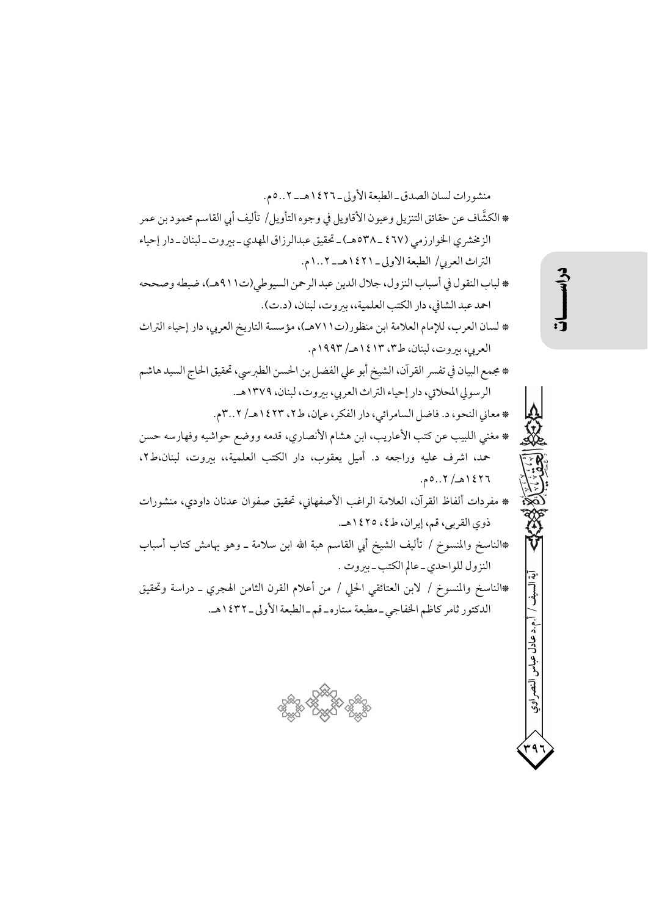منشورات لسان الصدق ـ الطبعة الأولى ـ ١٤٢٦هـ ـ ٢٠٠٥م.

* الكشّاف عن حقائق التنزيل وعيون الأقاويل في وجوه التأويل/ تأليف أبي القاسم محمود بن عمر الزمخشري الخوارزمي (٤٦٧ ـ ٥٣٨هـ) ـ تحقيق عبدالرزاق المهدي ـ بيروت ـ لبنان ـ دار إحياء التراث العربي/ الطبعة الاولى ـ ١٤٢١هـ ـ ٢٠٠١م.

* لباب النقول في أسباب النزول، جلال الدين عبد الرحمن السيوطي(ت٩١١هـ)، ضبطه وصححه احمد عبد الشافي، دار الكتب العلمية،، بيروت، لبنان، (د.ت).

* لسان العرب، للإمام العلامة ابن منظور(ت٧١١هـ)، مؤسسة التاريخ العربي، دار إحياء التراث العربي، بيروت، لبنان، ط٣، ١٤١٣هـ/ ١٩٩٣م.

* مجمع البيان في تفسر القرآن، الشيخ أبو علي الفضل بن الحسن الطبرسي، تحقيق الحاج السيد هاشم الرسولي المحلاتي، دار إحياء التراث العربي، بيروت، لبنان، ١٣٧٩هـ.

* معاني النحو، د. فاضل السامرائي، دار الفكر، عمان، ط٢، ١٤٢٣هـ/ ٢٠٠٣م.

* مغني اللبيب عن كتب الأعاريب، ابن هشام الأنصاري، قدمه ووضع حواشيه وفهارسه حسن حمد، اشرف عليه وراجعه د. أميل يعقوب، دار الكتب العلمية،، بيروت، لبنان،ط٢، ١٤٢٦هـ/ ٢٠٠٥م.

* مفردات ألفاظ القرآن، العلامة الراغب الأصفهاني، تحقيق صفوان عدنان داودي، منشورات ذوي القربى، قم، إيران، ط٤، ١٤٢٥هـ.

*الناسخ والمنسوخ / تأليف الشيخ أبي القاسم هبة الله ابن سلامة ـ وهو بهامش كتاب أسباب النزول للواحدي ـ عالم الكتب ـ بيروت .

*الناسخ والمنسوخ / لابن العتائقي الحلي / من أعلام القرن الثامن الهجري ـ دراسة وتحقيق الدكتور ثامر كاظم الخفاجي ـ مطبعة ستاره ـ قم ـ الطبعة الأولى ـ ١٤٣٢هـ.